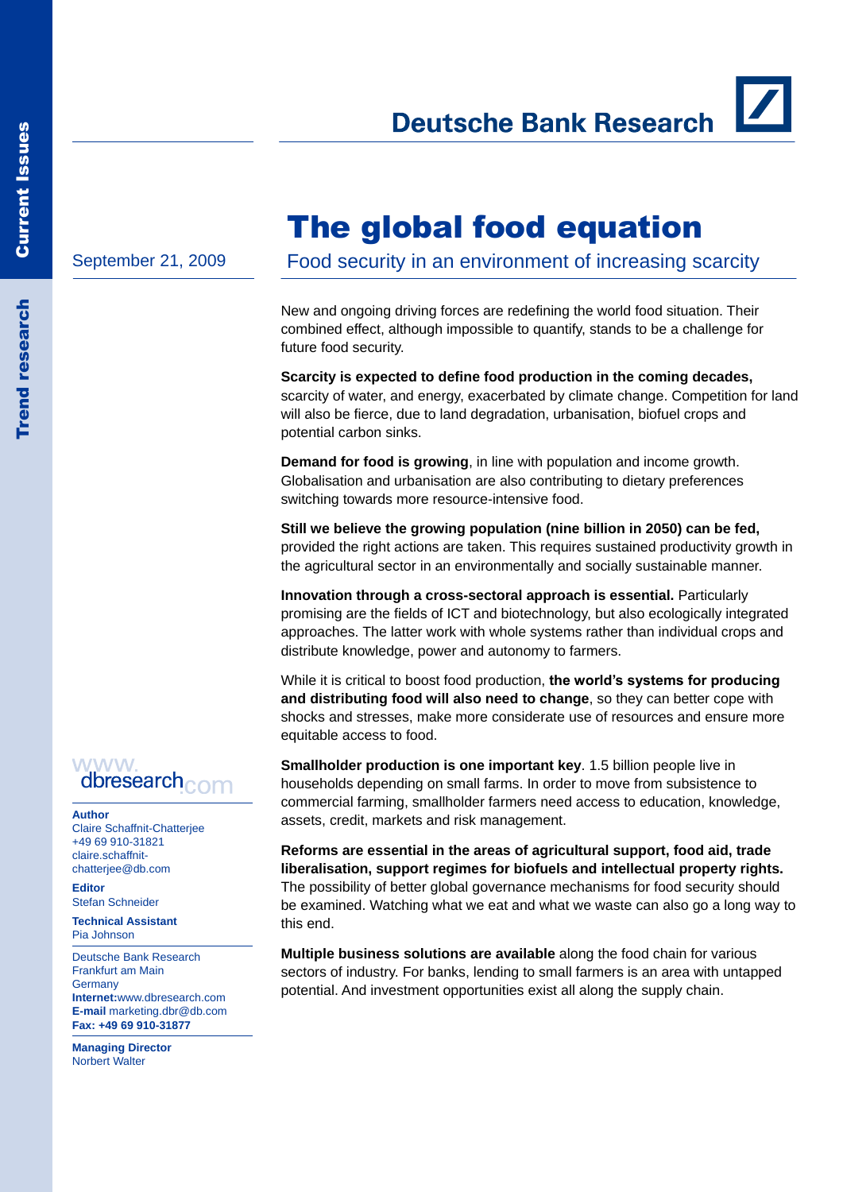Current Issues

Trend research

Deutsche Bank Research

September 21, 2009

# The global food equation

## Food security in an environment of increasing scarcity

New and ongoing driving forces are redefining the world food situation. Their combined effect, although impossible to quantify, stands to be a challenge for future food security.

**Scarcity is expected to define food production in the coming decades,** scarcity of water, and energy, exacerbated by climate change. Competition for land will also be fierce, due to land degradation, urbanisation, biofuel crops and potential carbon sinks.

**Demand for food is growing**, in line with population and income growth. Globalisation and urbanisation are also contributing to dietary preferences switching towards more resource-intensive food.

**Still we believe the growing population (nine billion in 2050) can be fed,** provided the right actions are taken. This requires sustained productivity growth in the agricultural sector in an environmentally and socially sustainable manner.

**Innovation through a cross-sectoral approach is essential.** Particularly promising are the fields of ICT and biotechnology, but also ecologically integrated approaches. The latter work with whole systems rather than individual crops and distribute knowledge, power and autonomy to farmers.

While it is critical to boost food production, **the world's systems for producing and distributing food will also need to change**, so they can better cope with shocks and stresses, make more considerate use of resources and ensure more equitable access to food.

**Smallholder production is one important key**. 1.5 billion people live in households depending on small farms. In order to move from subsistence to commercial farming, smallholder farmers need access to education, knowledge, assets, credit, markets and risk management.

**Reforms are essential in the areas of agricultural support, food aid, trade liberalisation, support regimes for biofuels and intellectual property rights.** The possibility of better global governance mechanisms for food security should be examined. Watching what we eat and what we waste can also go a long way to this end.

**Multiple business solutions are available** along the food chain for various sectors of industry. For banks, lending to small farmers is an area with untapped potential. And investment opportunities exist all along the supply chain.

www.dbresearch.com

**Author**
Claire Schaffnit-Chatterjee
+49 69 910-31821
claire.schaffnit-chatterjee@db.com

**Editor**
Stefan Schneider

**Technical Assistant**
Pia Johnson

Deutsche Bank Research
Frankfurt am Main
Germany
**Internet:** www.dbresearch.com
**E-mail** marketing.dbr@db.com
**Fax: +49 69 910-31877**

**Managing Director**
Norbert Walter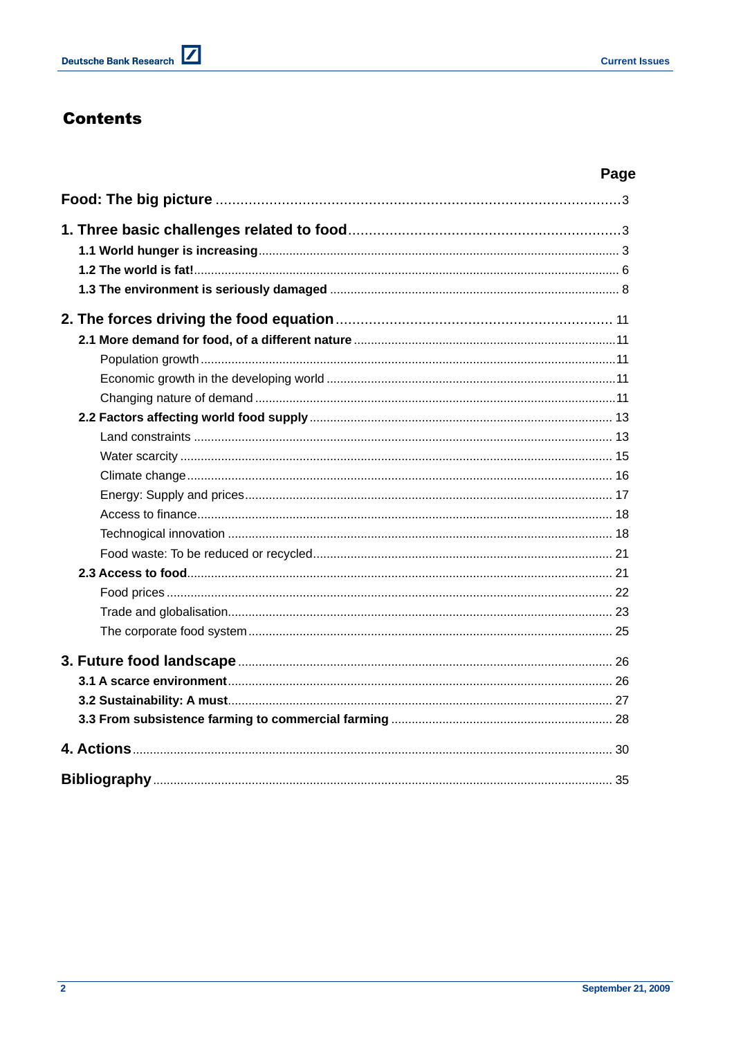# Contents

| | Page |
|---|---|
| **Food: The big picture** | 3 |
| **1. Three basic challenges related to food** | 3 |
| **1.1 World hunger is increasing** | 3 |
| **1.2 The world is fat!** | 6 |
| **1.3 The environment is seriously damaged** | 8 |
| **2. The forces driving the food equation** | 11 |
| **2.1 More demand for food, of a different nature** | 11 |
| Population growth | 11 |
| Economic growth in the developing world | 11 |
| Changing nature of demand | 11 |
| **2.2 Factors affecting world food supply** | 13 |
| Land constraints | 13 |
| Water scarcity | 15 |
| Climate change | 16 |
| Energy: Supply and prices | 17 |
| Access to finance | 18 |
| Technological innovation | 18 |
| Food waste: To be reduced or recycled | 21 |
| **2.3 Access to food** | 21 |
| Food prices | 22 |
| Trade and globalisation | 23 |
| The corporate food system | 25 |
| **3. Future food landscape** | 26 |
| **3.1 A scarce environment** | 26 |
| **3.2 Sustainability: A must** | 27 |
| **3.3 From subsistence farming to commercial farming** | 28 |
| **4. Actions** | 30 |
| **Bibliography** | 35 |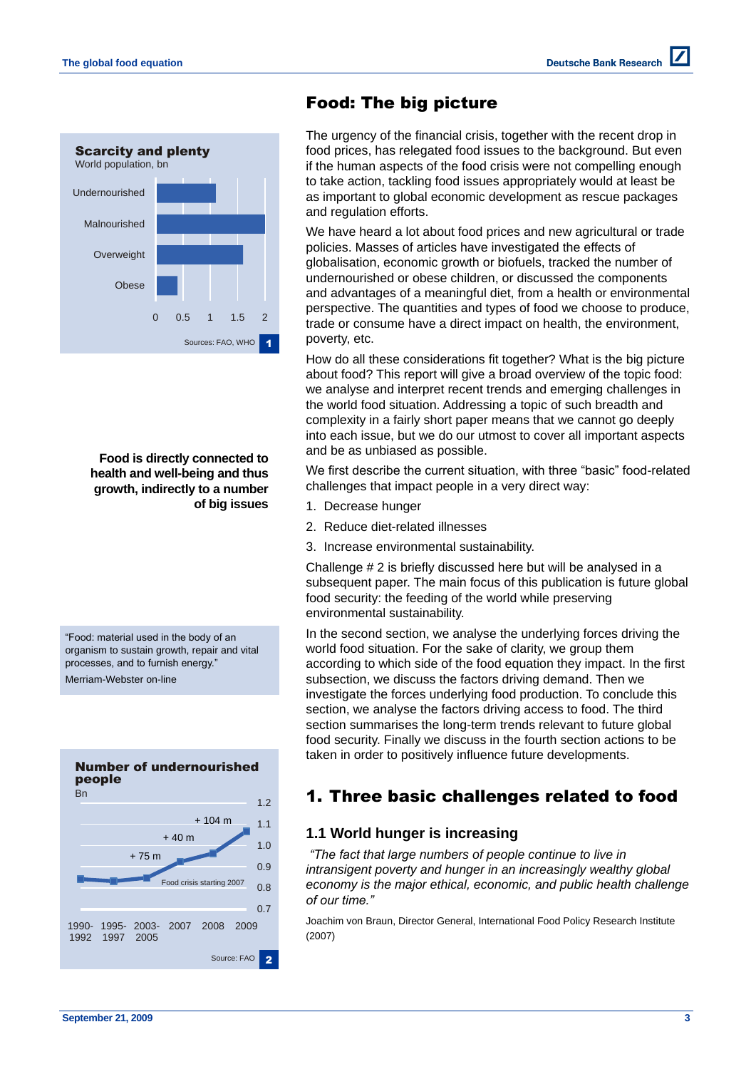## Food: The big picture

**Scarcity and plenty**
World population, bn

Undernourished, Malnourished, Overweight, Obese

0 0.5 1 1.5 2

Sources: FAO, WHO — 1

The urgency of the financial crisis, together with the recent drop in food prices, has relegated food issues to the background. But even if the human aspects of the food crisis were not compelling enough to take action, tackling food issues appropriately would at least be as important to global economic development as rescue packages and regulation efforts.

We have heard a lot about food prices and new agricultural or trade policies. Masses of articles have investigated the effects of globalisation, economic growth or biofuels, tracked the number of undernourished or obese children, or discussed the components and advantages of a meaningful diet, from a health or environmental perspective. The quantities and types of food we choose to produce, trade or consume have a direct impact on health, the environment, poverty, etc.

How do all these considerations fit together? What is the big picture about food? This report will give a broad overview of the topic food: we analyse and interpret recent trends and emerging challenges in the world food situation. Addressing a topic of such breadth and complexity in a fairly short paper means that we cannot go deeply into each issue, but we do our utmost to cover all important aspects and be as unbiased as possible.

**Food is directly connected to health and well-being and thus growth, indirectly to a number of big issues**

We first describe the current situation, with three "basic" food-related challenges that impact people in a very direct way:

1. Decrease hunger
2. Reduce diet-related illnesses
3. Increase environmental sustainability.

Challenge # 2 is briefly discussed here but will be analysed in a subsequent paper. The main focus of this publication is future global food security: the feeding of the world while preserving environmental sustainability.

"Food: material used in the body of an organism to sustain growth, repair and vital processes, and to furnish energy."
Merriam-Webster on-line

In the second section, we analyse the underlying forces driving the world food situation. For the sake of clarity, we group them according to which side of the food equation they impact. In the first subsection, we discuss the factors driving demand. Then we investigate the forces underlying food production. To conclude this section, we analyse the factors driving access to food. The third section summarises the long-term trends relevant to future global food security. Finally we discuss in the fourth section actions to be taken in order to positively influence future developments.

**Number of undernourished people**
Bn

1.2 1.1 1.0 0.9 0.8 0.7

+ 75 m, + 40 m, + 104 m

Food crisis starting 2007

1990-1992 1995-1997 2003-2005 2007 2008 2009

Source: FAO — 2

## 1. Three basic challenges related to food

### 1.1 World hunger is increasing

*"The fact that large numbers of people continue to live in intransigent poverty and hunger in an increasingly wealthy global economy is the major ethical, economic, and public health challenge of our time."*

Joachim von Braun, Director General, International Food Policy Research Institute (2007)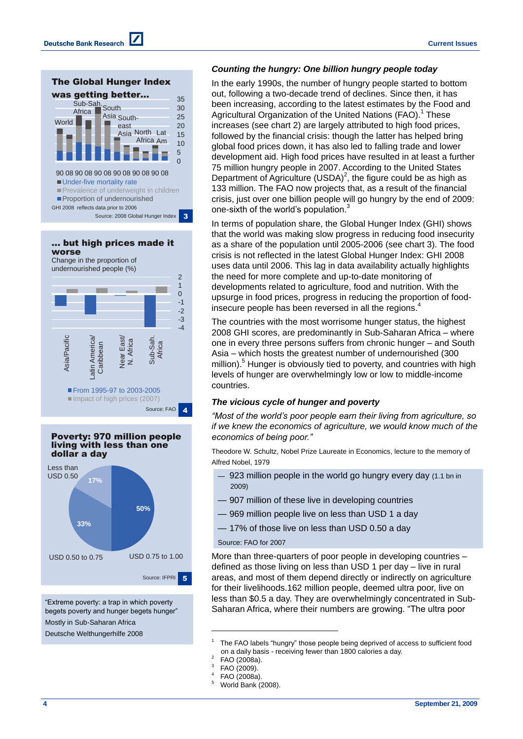### The Global Hunger Index was getting better...

- Under-five mortality rate
- Prevalence of underweight in children
- Proportion of undernourished

GHI 2008 reflects data prior to 2006

Source: 2008 Global Hunger Index **3**

### ... but high prices made it worse

Change in the proportion of undernourished people (%)

- From 1995-97 to 2003-2005
- Impact of high prices (2007)

Source: FAO **4**

### Poverty: 970 million people living with less than one dollar a day

Less than USD 0.50: 17%
USD 0.50 to 0.75: 33%
USD 0.75 to 1.00: 50%

Source: IFPRI **5**

"Extreme poverty: a trap in which poverty begets poverty and hunger begets hunger"

Mostly in Sub-Saharan Africa

Deutsche Welthungerhilfe 2008

### *Counting the hungry: One billion hungry people today*

In the early 1990s, the number of hungry people started to bottom out, following a two-decade trend of declines. Since then, it has been increasing, according to the latest estimates by the Food and Agricultural Organization of the United Nations (FAO).[1] These increases (see chart 2) are largely attributed to high food prices, followed by the financial crisis: though the latter has helped bring global food prices down, it has also led to falling trade and lower development aid. High food prices have resulted in at least a further 75 million hungry people in 2007. According to the United States Department of Agriculture (USDA)[2], the figure could be as high as 133 million. The FAO now projects that, as a result of the financial crisis, just over one billion people will go hungry by the end of 2009: one-sixth of the world's population.[3]

In terms of population share, the Global Hunger Index (GHI) shows that the world was making slow progress in reducing food insecurity as a share of the population until 2005-2006 (see chart 3). The food crisis is not reflected in the latest Global Hunger Index: GHI 2008 uses data until 2006. This lag in data availability actually highlights the need for more complete and up-to-date monitoring of developments related to agriculture, food and nutrition. With the upsurge in food prices, progress in reducing the proportion of food-insecure people has been reversed in all the regions.[4]

The countries with the most worrisome hunger status, the highest 2008 GHI scores, are predominantly in Sub-Saharan Africa – where one in every three persons suffers from chronic hunger – and South Asia – which hosts the greatest number of undernourished (300 million).[5] Hunger is obviously tied to poverty, and countries with high levels of hunger are overwhelmingly low or low to middle-income countries.

### *The vicious cycle of hunger and poverty*

*"Most of the world's poor people earn their living from agriculture, so if we knew the economics of agriculture, we would know much of the economics of being poor."*

Theodore W. Schultz, Nobel Prize Laureate in Economics, lecture to the memory of Alfred Nobel, 1979

- 923 million people in the world go hungry every day (1.1 bn in 2009)
- 907 million of these live in developing countries
- 969 million people live on less than USD 1 a day
- 17% of those live on less than USD 0.50 a day

Source: FAO for 2007

More than three-quarters of poor people in developing countries – defined as those living on less than USD 1 per day – live in rural areas, and most of them depend directly or indirectly on agriculture for their livelihoods.162 million people, deemed ultra poor, live on less than $0.5 a day. They are overwhelmingly concentrated in Sub-Saharan Africa, where their numbers are growing. "The ultra poor

---

[1] The FAO labels "hungry" those people being deprived of access to sufficient food on a daily basis - receiving fewer than 1800 calories a day.
[2] FAO (2008a).
[3] FAO (2009).
[4] FAO (2008a).
[5] World Bank (2008).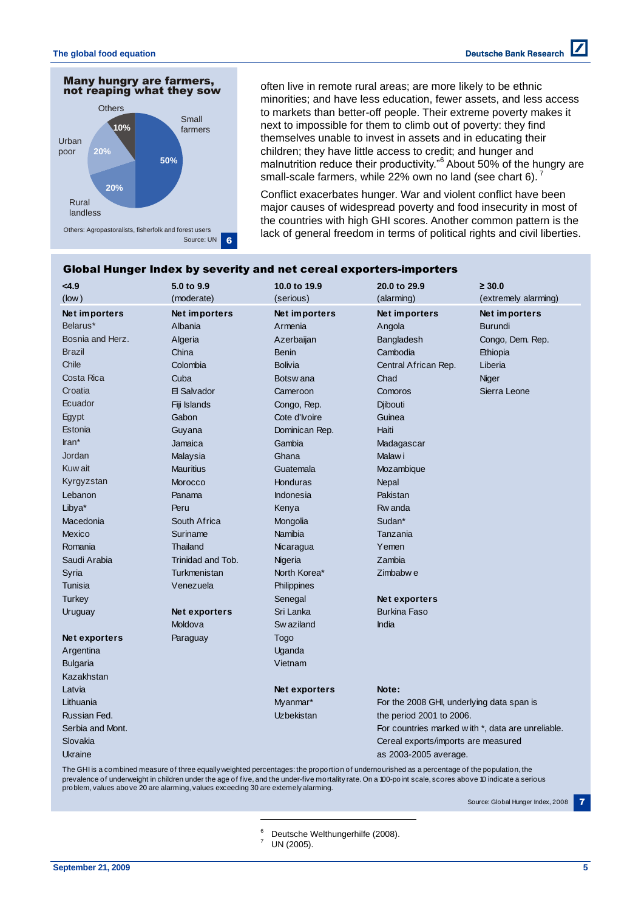**Many hungry are farmers, not reaping what they sow**

Others 10%, Small farmers 50%, Urban poor 20%, Rural landless 20%

Others: Agropastoralists, fisherfolk and forest users

Source: UN **6**

often live in remote rural areas; are more likely to be ethnic minorities; and have less education, fewer assets, and less access to markets than better-off people. Their extreme poverty makes it next to impossible for them to climb out of poverty: they find themselves unable to invest in assets and in educating their children; they have little access to credit; and hunger and malnutrition reduce their productivity."[6] About 50% of the hungry are small-scale farmers, while 22% own no land (see chart 6).[7]

Conflict exacerbates hunger. War and violent conflict have been major causes of widespread poverty and food insecurity in most of the countries with high GHI scores. Another common pattern is the lack of general freedom in terms of political rights and civil liberties.

**Global Hunger Index by severity and net cereal exporters-importers**

| <4.9 (low) | 5.0 to 9.9 (moderate) | 10.0 to 19.9 (serious) | 20.0 to 29.9 (alarming) | ≥ 30.0 (extremely alarming) |
|---|---|---|---|---|
| **Net importers** | **Net importers** | **Net importers** | **Net importers** | **Net importers** |
| Belarus* | Albania | Armenia | Angola | Burundi |
| Bosnia and Herz. | Algeria | Azerbaijan | Bangladesh | Congo, Dem. Rep. |
| Brazil | China | Benin | Cambodia | Ethiopia |
| Chile | Colombia | Bolivia | Central African Rep. | Liberia |
| Costa Rica | Cuba | Botswana | Chad | Niger |
| Croatia | El Salvador | Cameroon | Comoros | Sierra Leone |
| Ecuador | Fiji Islands | Congo, Rep. | Djibouti | |
| Egypt | Gabon | Cote d'Ivoire | Guinea | |
| Estonia | Guyana | Dominican Rep. | Haiti | |
| Iran* | Jamaica | Gambia | Madagascar | |
| Jordan | Malaysia | Ghana | Malawi | |
| Kuwait | Mauritius | Guatemala | Mozambique | |
| Kyrgyzstan | Morocco | Honduras | Nepal | |
| Lebanon | Panama | Indonesia | Pakistan | |
| Libya* | Peru | Kenya | Rwanda | |
| Macedonia | South Africa | Mongolia | Sudan* | |
| Mexico | Suriname | Namibia | Tanzania | |
| Romania | Thailand | Nicaragua | Yemen | |
| Saudi Arabia | Trinidad and Tob. | Nigeria | Zambia | |
| Syria | Turkmenistan | North Korea* | Zimbabwe | |
| Tunisia | Venezuela | Philippines | | |
| Turkey | | Senegal | **Net exporters** | |
| Uruguay | **Net exporters** | Sri Lanka | Burkina Faso | |
| | Moldova | Swaziland | India | |
| **Net exporters** | Paraguay | Togo | | |
| Argentina | | Uganda | | |
| Bulgaria | | Vietnam | | |
| Kazakhstan | | | | |
| Latvia | | **Net exporters** | | |
| Lithuania | | Myanmar* | | |
| Russian Fed. | | Uzbekistan | | |
| Serbia and Mont. | | | | |
| Slovakia | | | | |
| Ukraine | | | | |

**Note:** For the 2008 GHI, underlying data span is the period 2001 to 2006. For countries marked with *, data are unreliable. Cereal exports/imports are measured as 2003-2005 average.

The GHI is a combined measure of three equally weighted percentages: the proportion of undernourished as a percentage of the population, the prevalence of underweight in children under the age of five, and the under-five mortality rate. On a 100-point scale, scores above 10 indicate a serious problem, values above 20 are alarming, values exceeding 30 are extemely alarming.

Source: Global Hunger Index, 2008 **7**

---

[6] Deutsche Welthungerhilfe (2008).

[7] UN (2005).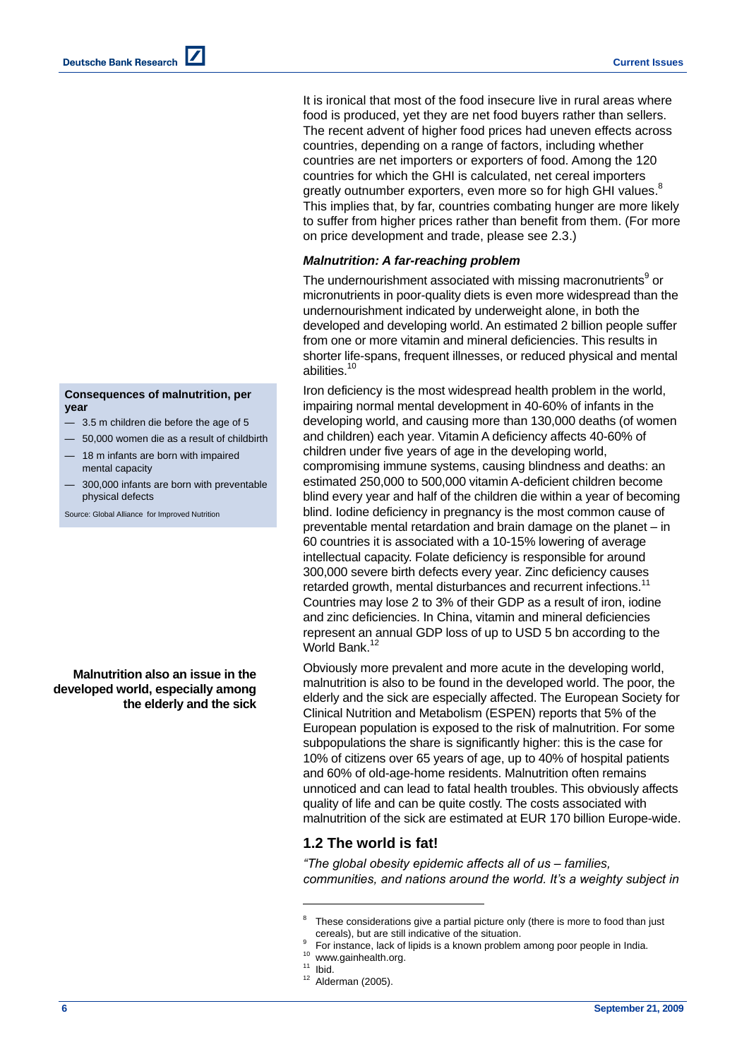It is ironical that most of the food insecure live in rural areas where food is produced, yet they are net food buyers rather than sellers. The recent advent of higher food prices had uneven effects across countries, depending on a range of factors, including whether countries are net importers or exporters of food. Among the 120 countries for which the GHI is calculated, net cereal importers greatly outnumber exporters, even more so for high GHI values.[8] This implies that, by far, countries combating hunger are more likely to suffer from higher prices rather than benefit from them. (For more on price development and trade, please see 2.3.)

***Malnutrition: A far-reaching problem***

The undernourishment associated with missing macronutrients[9] or micronutrients in poor-quality diets is even more widespread than the undernourishment indicated by underweight alone, in both the developed and developing world. An estimated 2 billion people suffer from one or more vitamin and mineral deficiencies. This results in shorter life-spans, frequent illnesses, or reduced physical and mental abilities.[10]

**Consequences of malnutrition, per year**

- 3.5 m children die before the age of 5
- 50,000 women die as a result of childbirth
- 18 m infants are born with impaired mental capacity
- 300,000 infants are born with preventable physical defects

Source: Global Alliance for Improved Nutrition

Iron deficiency is the most widespread health problem in the world, impairing normal mental development in 40-60% of infants in the developing world, and causing more than 130,000 deaths (of women and children) each year. Vitamin A deficiency affects 40-60% of children under five years of age in the developing world, compromising immune systems, causing blindness and deaths: an estimated 250,000 to 500,000 vitamin A-deficient children become blind every year and half of the children die within a year of becoming blind. Iodine deficiency in pregnancy is the most common cause of preventable mental retardation and brain damage on the planet – in 60 countries it is associated with a 10-15% lowering of average intellectual capacity. Folate deficiency is responsible for around 300,000 severe birth defects every year. Zinc deficiency causes retarded growth, mental disturbances and recurrent infections.[11] Countries may lose 2 to 3% of their GDP as a result of iron, iodine and zinc deficiencies. In China, vitamin and mineral deficiencies represent an annual GDP loss of up to USD 5 bn according to the World Bank.[12]

**Malnutrition also an issue in the developed world, especially among the elderly and the sick**

Obviously more prevalent and more acute in the developing world, malnutrition is also to be found in the developed world. The poor, the elderly and the sick are especially affected. The European Society for Clinical Nutrition and Metabolism (ESPEN) reports that 5% of the European population is exposed to the risk of malnutrition. For some subpopulations the share is significantly higher: this is the case for 10% of citizens over 65 years of age, up to 40% of hospital patients and 60% of old-age-home residents. Malnutrition often remains unnoticed and can lead to fatal health troubles. This obviously affects quality of life and can be quite costly. The costs associated with malnutrition of the sick are estimated at EUR 170 billion Europe-wide.

## 1.2 The world is fat!

*"The global obesity epidemic affects all of us – families, communities, and nations around the world. It's a weighty subject in*

---

[8] These considerations give a partial picture only (there is more to food than just cereals), but are still indicative of the situation.
[9] For instance, lack of lipids is a known problem among poor people in India.
[10] www.gainhealth.org.
[11] Ibid.
[12] Alderman (2005).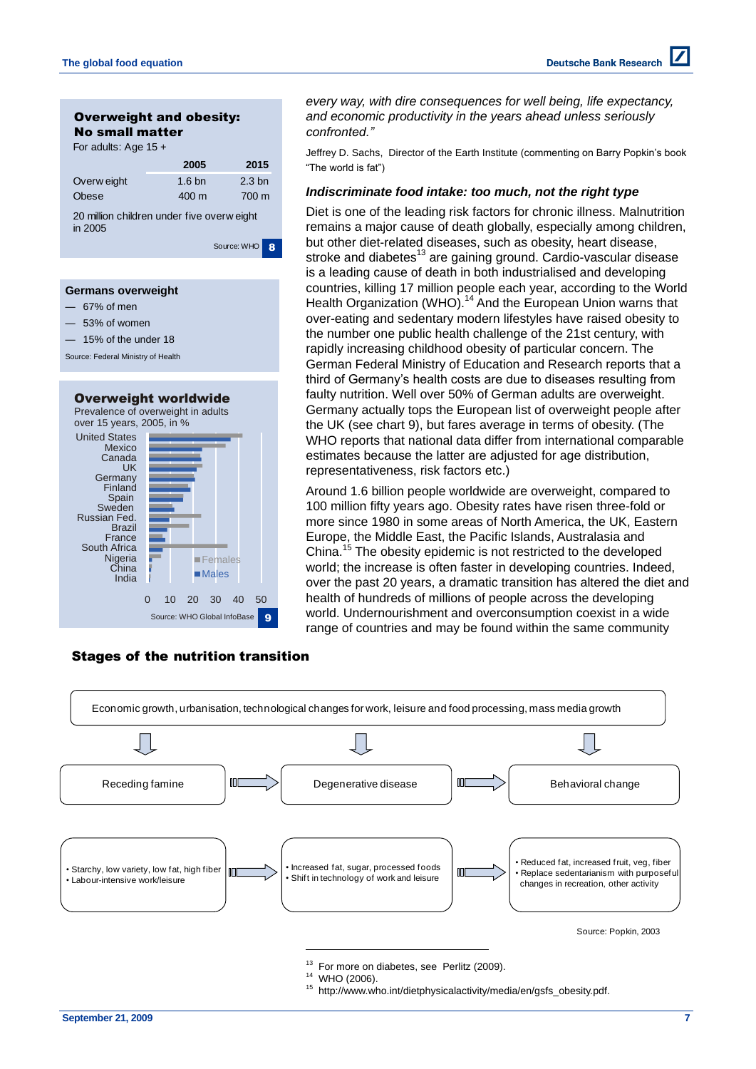**Overweight and obesity: No small matter**

For adults: Age 15 +

| | 2005 | 2015 |
|---|---|---|
| Overweight | 1.6 bn | 2.3 bn |
| Obese | 400 m | 700 m |

20 million children under five overweight in 2005

Source: WHO 8

**Germans overweight**

- 67% of men
- 53% of women
- 15% of the under 18

Source: Federal Ministry of Health

**Overweight worldwide**

Prevalence of overweight in adults over 15 years, 2005, in %

United States, Mexico, Canada, UK, Germany, Finland, Spain, Sweden, Russian Fed., Brazil, France, South Africa, Nigeria, China, India

Females / Males

0 10 20 30 40 50

Source: WHO Global InfoBase 9

*every way, with dire consequences for well being, life expectancy, and economic productivity in the years ahead unless seriously confronted."*

Jeffrey D. Sachs, Director of the Earth Institute (commenting on Barry Popkin's book "The world is fat")

### *Indiscriminate food intake: too much, not the right type*

Diet is one of the leading risk factors for chronic illness. Malnutrition remains a major cause of death globally, especially among children, but other diet-related diseases, such as obesity, heart disease, stroke and diabetes[13] are gaining ground. Cardio-vascular disease is a leading cause of death in both industrialised and developing countries, killing 17 million people each year, according to the World Health Organization (WHO).[14] And the European Union warns that over-eating and sedentary modern lifestyles have raised obesity to the number one public health challenge of the 21st century, with rapidly increasing childhood obesity of particular concern. The German Federal Ministry of Education and Research reports that a third of Germany's health costs are due to diseases resulting from faulty nutrition. Well over 50% of German adults are overweight. Germany actually tops the European list of overweight people after the UK (see chart 9), but fares average in terms of obesity. (The WHO reports that national data differ from international comparable estimates because the latter are adjusted for age distribution, representativeness, risk factors etc.)

Around 1.6 billion people worldwide are overweight, compared to 100 million fifty years ago. Obesity rates have risen three-fold or more since 1980 in some areas of North America, the UK, Eastern Europe, the Middle East, the Pacific Islands, Australasia and China.[15] The obesity epidemic is not restricted to the developed world; the increase is often faster in developing countries. Indeed, over the past 20 years, a dramatic transition has altered the diet and health of hundreds of millions of people across the developing world. Undernourishment and overconsumption coexist in a wide range of countries and may be found within the same community

**Stages of the nutrition transition**

Economic growth, urbanisation, technological changes for work, leisure and food processing, mass media growth

| Receding famine | → | Degenerative disease | → | Behavioral change |
|---|---|---|---|---|
| • Starchy, low variety, low fat, high fiber<br>• Labour-intensive work/leisure | → | • Increased fat, sugar, processed foods<br>• Shift in technology of work and leisure | → | • Reduced fat, increased fruit, veg, fiber<br>• Replace sedentarianism with purposeful changes in recreation, other activity |

Source: Popkin, 2003

[13] For more on diabetes, see Perlitz (2009).
[14] WHO (2006).
[15] http://www.who.int/dietphysicalactivity/media/en/gsfs_obesity.pdf.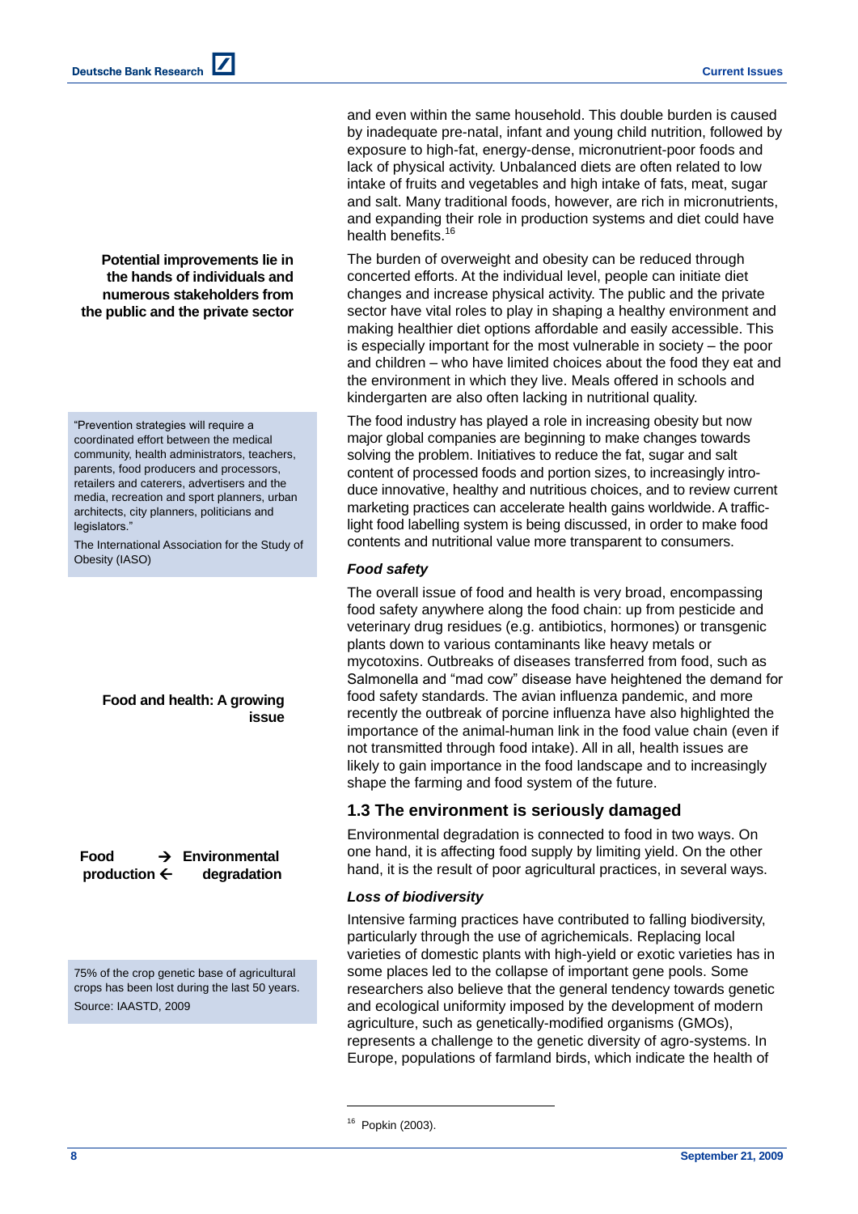and even within the same household. This double burden is caused by inadequate pre-natal, infant and young child nutrition, followed by exposure to high-fat, energy-dense, micronutrient-poor foods and lack of physical activity. Unbalanced diets are often related to low intake of fruits and vegetables and high intake of fats, meat, sugar and salt. Many traditional foods, however, are rich in micronutrients, and expanding their role in production systems and diet could have health benefits.[16]

**Potential improvements lie in the hands of individuals and numerous stakeholders from the public and the private sector**

The burden of overweight and obesity can be reduced through concerted efforts. At the individual level, people can initiate diet changes and increase physical activity. The public and the private sector have vital roles to play in shaping a healthy environment and making healthier diet options affordable and easily accessible. This is especially important for the most vulnerable in society – the poor and children – who have limited choices about the food they eat and the environment in which they live. Meals offered in schools and kindergarten are also often lacking in nutritional quality.

> "Prevention strategies will require a coordinated effort between the medical community, health administrators, teachers, parents, food producers and processors, retailers and caterers, advertisers and the media, recreation and sport planners, urban architects, city planners, politicians and legislators."
>
> The International Association for the Study of Obesity (IASO)

The food industry has played a role in increasing obesity but now major global companies are beginning to make changes towards solving the problem. Initiatives to reduce the fat, sugar and salt content of processed foods and portion sizes, to increasingly introduce innovative, healthy and nutritious choices, and to review current marketing practices can accelerate health gains worldwide. A traffic-light food labelling system is being discussed, in order to make food contents and nutritional value more transparent to consumers.

### *Food safety*

**Food and health: A growing issue**

The overall issue of food and health is very broad, encompassing food safety anywhere along the food chain: up from pesticide and veterinary drug residues (e.g. antibiotics, hormones) or transgenic plants down to various contaminants like heavy metals or mycotoxins. Outbreaks of diseases transferred from food, such as Salmonella and "mad cow" disease have heightened the demand for food safety standards. The avian influenza pandemic, and more recently the outbreak of porcine influenza have also highlighted the importance of the animal-human link in the food value chain (even if not transmitted through food intake). All in all, health issues are likely to gain importance in the food landscape and to increasingly shape the farming and food system of the future.

## 1.3 The environment is seriously damaged

**Food production → ← Environmental degradation**

Environmental degradation is connected to food in two ways. On one hand, it is affecting food supply by limiting yield. On the other hand, it is the result of poor agricultural practices, in several ways.

### *Loss of biodiversity*

> 75% of the crop genetic base of agricultural crops has been lost during the last 50 years.
>
> Source: IAASTD, 2009

Intensive farming practices have contributed to falling biodiversity, particularly through the use of agrichemicals. Replacing local varieties of domestic plants with high-yield or exotic varieties has in some places led to the collapse of important gene pools. Some researchers also believe that the general tendency towards genetic and ecological uniformity imposed by the development of modern agriculture, such as genetically-modified organisms (GMOs), represents a challenge to the genetic diversity of agro-systems. In Europe, populations of farmland birds, which indicate the health of

---

[16] Popkin (2003).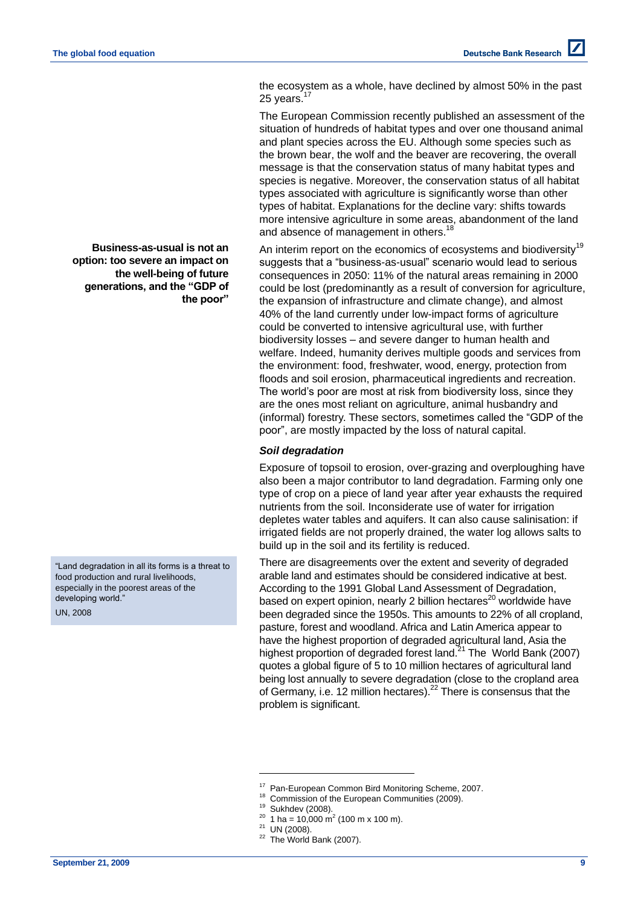the ecosystem as a whole, have declined by almost 50% in the past 25 years.[17]

The European Commission recently published an assessment of the situation of hundreds of habitat types and over one thousand animal and plant species across the EU. Although some species such as the brown bear, the wolf and the beaver are recovering, the overall message is that the conservation status of many habitat types and species is negative. Moreover, the conservation status of all habitat types associated with agriculture is significantly worse than other types of habitat. Explanations for the decline vary: shifts towards more intensive agriculture in some areas, abandonment of the land and absence of management in others.[18]

**Business-as-usual is not an option: too severe an impact on the well-being of future generations, and the "GDP of the poor"**

An interim report on the economics of ecosystems and biodiversity[19] suggests that a "business-as-usual" scenario would lead to serious consequences in 2050: 11% of the natural areas remaining in 2000 could be lost (predominantly as a result of conversion for agriculture, the expansion of infrastructure and climate change), and almost 40% of the land currently under low-impact forms of agriculture could be converted to intensive agricultural use, with further biodiversity losses – and severe danger to human health and welfare. Indeed, humanity derives multiple goods and services from the environment: food, freshwater, wood, energy, protection from floods and soil erosion, pharmaceutical ingredients and recreation. The world's poor are most at risk from biodiversity loss, since they are the ones most reliant on agriculture, animal husbandry and (informal) forestry. These sectors, sometimes called the "GDP of the poor", are mostly impacted by the loss of natural capital.

### *Soil degradation*

Exposure of topsoil to erosion, over-grazing and overploughing have also been a major contributor to land degradation. Farming only one type of crop on a piece of land year after year exhausts the required nutrients from the soil. Inconsiderate use of water for irrigation depletes water tables and aquifers. It can also cause salinisation: if irrigated fields are not properly drained, the water log allows salts to build up in the soil and its fertility is reduced.

> "Land degradation in all its forms is a threat to food production and rural livelihoods, especially in the poorest areas of the developing world."
>
> UN, 2008

There are disagreements over the extent and severity of degraded arable land and estimates should be considered indicative at best. According to the 1991 Global Land Assessment of Degradation, based on expert opinion, nearly 2 billion hectares[20] worldwide have been degraded since the 1950s. This amounts to 22% of all cropland, pasture, forest and woodland. Africa and Latin America appear to have the highest proportion of degraded agricultural land, Asia the highest proportion of degraded forest land.[21] The World Bank (2007) quotes a global figure of 5 to 10 million hectares of agricultural land being lost annually to severe degradation (close to the cropland area of Germany, i.e. 12 million hectares).[22] There is consensus that the problem is significant.

---

[17] Pan-European Common Bird Monitoring Scheme, 2007.
[18] Commission of the European Communities (2009).
[19] Sukhdev (2008).
[20] 1 ha = 10,000 $m^2$ (100 m x 100 m).
[21] UN (2008).
[22] The World Bank (2007).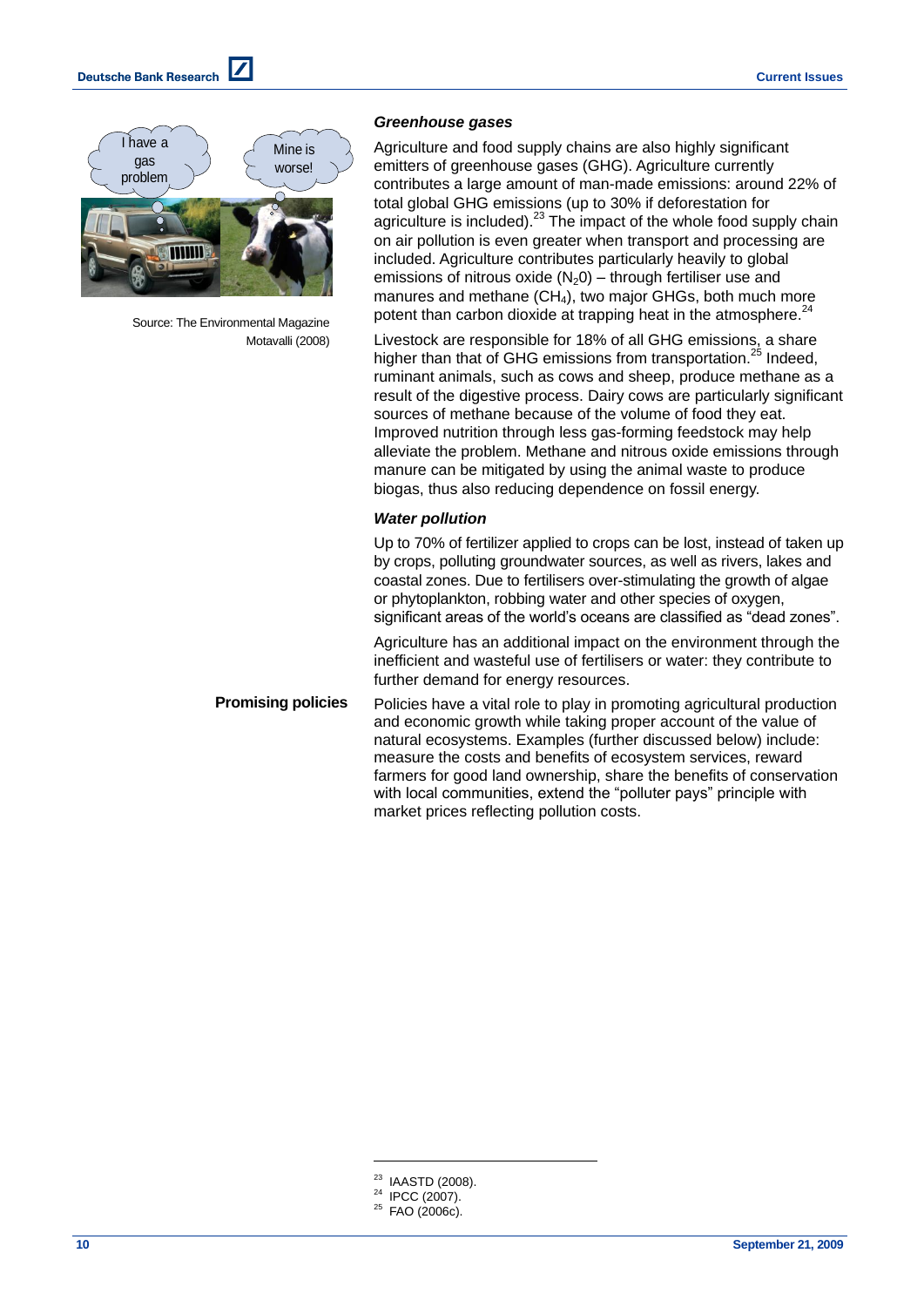I have a gas problem

Mine is worse!

Source: The Environmental Magazine Motavalli (2008)

### *Greenhouse gases*

Agriculture and food supply chains are also highly significant emitters of greenhouse gases (GHG). Agriculture currently contributes a large amount of man-made emissions: around 22% of total global GHG emissions (up to 30% if deforestation for agriculture is included).[23] The impact of the whole food supply chain on air pollution is even greater when transport and processing are included. Agriculture contributes particularly heavily to global emissions of nitrous oxide ($N_20$) – through fertiliser use and manures and methane ($CH_4$), two major GHGs, both much more potent than carbon dioxide at trapping heat in the atmosphere.[24]

Livestock are responsible for 18% of all GHG emissions, a share higher than that of GHG emissions from transportation.[25] Indeed, ruminant animals, such as cows and sheep, produce methane as a result of the digestive process. Dairy cows are particularly significant sources of methane because of the volume of food they eat. Improved nutrition through less gas-forming feedstock may help alleviate the problem. Methane and nitrous oxide emissions through manure can be mitigated by using the animal waste to produce biogas, thus also reducing dependence on fossil energy.

### *Water pollution*

Up to 70% of fertilizer applied to crops can be lost, instead of taken up by crops, polluting groundwater sources, as well as rivers, lakes and coastal zones. Due to fertilisers over-stimulating the growth of algae or phytoplankton, robbing water and other species of oxygen, significant areas of the world's oceans are classified as "dead zones".

Agriculture has an additional impact on the environment through the inefficient and wasteful use of fertilisers or water: they contribute to further demand for energy resources.

**Promising policies**

Policies have a vital role to play in promoting agricultural production and economic growth while taking proper account of the value of natural ecosystems. Examples (further discussed below) include: measure the costs and benefits of ecosystem services, reward farmers for good land ownership, share the benefits of conservation with local communities, extend the "polluter pays" principle with market prices reflecting pollution costs.

---

[23] IAASTD (2008).
[24] IPCC (2007).
[25] FAO (2006c).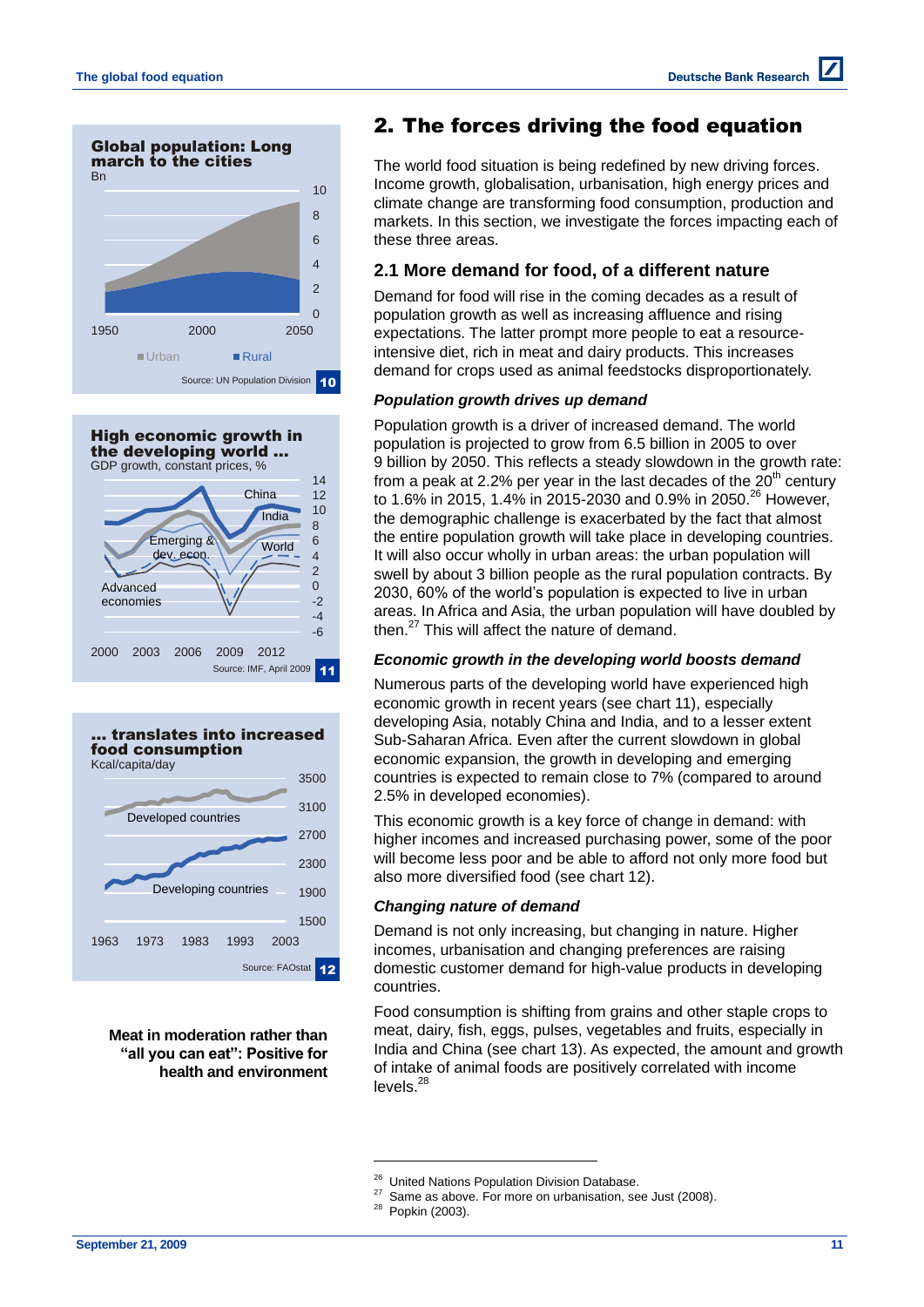## 2. The forces driving the food equation

The world food situation is being redefined by new driving forces. Income growth, globalisation, urbanisation, high energy prices and climate change are transforming food consumption, production and markets. In this section, we investigate the forces impacting each of these three areas.

### 2.1 More demand for food, of a different nature

Demand for food will rise in the coming decades as a result of population growth as well as increasing affluence and rising expectations. The latter prompt more people to eat a resource-intensive diet, rich in meat and dairy products. This increases demand for crops used as animal feedstocks disproportionately.

#### *Population growth drives up demand*

Population growth is a driver of increased demand. The world population is projected to grow from 6.5 billion in 2005 to over 9 billion by 2050. This reflects a steady slowdown in the growth rate: from a peak at 2.2% per year in the last decades of the 20th century to 1.6% in 2015, 1.4% in 2015-2030 and 0.9% in 2050.[26] However, the demographic challenge is exacerbated by the fact that almost the entire population growth will take place in developing countries. It will also occur wholly in urban areas: the urban population will swell by about 3 billion people as the rural population contracts. By 2030, 60% of the world's population is expected to live in urban areas. In Africa and Asia, the urban population will have doubled by then.[27] This will affect the nature of demand.

#### *Economic growth in the developing world boosts demand*

Numerous parts of the developing world have experienced high economic growth in recent years (see chart 11), especially developing Asia, notably China and India, and to a lesser extent Sub-Saharan Africa. Even after the current slowdown in global economic expansion, the growth in developing and emerging countries is expected to remain close to 7% (compared to around 2.5% in developed economies).

This economic growth is a key force of change in demand: with higher incomes and increased purchasing power, some of the poor will become less poor and be able to afford not only more food but also more diversified food (see chart 12).

#### *Changing nature of demand*

Demand is not only increasing, but changing in nature. Higher incomes, urbanisation and changing preferences are raising domestic customer demand for high-value products in developing countries.

Food consumption is shifting from grains and other staple crops to meat, dairy, fish, eggs, pulses, vegetables and fruits, especially in India and China (see chart 13). As expected, the amount and growth of intake of animal foods are positively correlated with income levels.[28]

**Global population: Long march to the cities**
Bn

Urban / Rural

Source: UN Population Division — 10

**High economic growth in the developing world ...**
GDP growth, constant prices, %

China, India, Emerging & dev. econ., World, Advanced economies

Source: IMF, April 2009 — 11

**... translates into increased food consumption**
Kcal/capita/day

Developed countries, Developing countries

Source: FAOstat — 12

**Meat in moderation rather than "all you can eat": Positive for health and environment**

---

[26] United Nations Population Division Database.
[27] Same as above. For more on urbanisation, see Just (2008).
[28] Popkin (2003).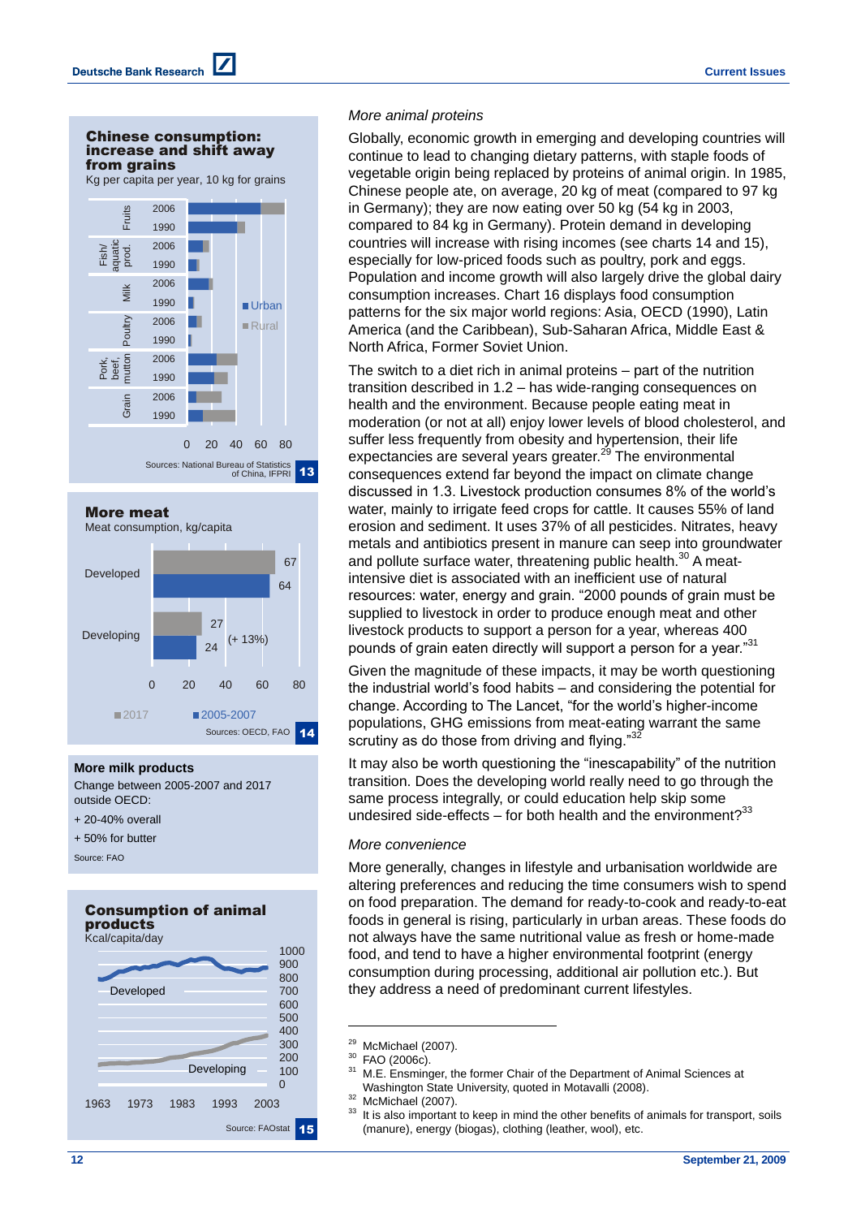**Chinese consumption: increase and shift away from grains**

Kg per capita per year, 10 kg for grains

Sources: National Bureau of Statistics of China, IFPRI

13

**More meat**

Meat consumption, kg/capita

| | 2017 | 2005-2007 |
|---|---|---|
| Developed | 67 | 64 |
| Developing | 27 | 24 |

(+ 13%)

Sources: OECD, FAO

14

**More milk products**

Change between 2005-2007 and 2017 outside OECD:

+ 20-40% overall

+ 50% for butter

Source: FAO

**Consumption of animal products**

Kcal/capita/day

Source: FAOstat

15

*More animal proteins*

Globally, economic growth in emerging and developing countries will continue to lead to changing dietary patterns, with staple foods of vegetable origin being replaced by proteins of animal origin. In 1985, Chinese people ate, on average, 20 kg of meat (compared to 97 kg in Germany); they are now eating over 50 kg (54 kg in 2003, compared to 84 kg in Germany). Protein demand in developing countries will increase with rising incomes (see charts 14 and 15), especially for low-priced foods such as poultry, pork and eggs. Population and income growth will also largely drive the global dairy consumption increases. Chart 16 displays food consumption patterns for the six major world regions: Asia, OECD (1990), Latin America (and the Caribbean), Sub-Saharan Africa, Middle East & North Africa, Former Soviet Union.

The switch to a diet rich in animal proteins – part of the nutrition transition described in 1.2 – has wide-ranging consequences on health and the environment. Because people eating meat in moderation (or not at all) enjoy lower levels of blood cholesterol, and suffer less frequently from obesity and hypertension, their life expectancies are several years greater.[29] The environmental consequences extend far beyond the impact on climate change discussed in 1.3. Livestock production consumes 8% of the world's water, mainly to irrigate feed crops for cattle. It causes 55% of land erosion and sediment. It uses 37% of all pesticides. Nitrates, heavy metals and antibiotics present in manure can seep into groundwater and pollute surface water, threatening public health.[30] A meat-intensive diet is associated with an inefficient use of natural resources: water, energy and grain. "2000 pounds of grain must be supplied to livestock in order to produce enough meat and other livestock products to support a person for a year, whereas 400 pounds of grain eaten directly will support a person for a year."[31]

Given the magnitude of these impacts, it may be worth questioning the industrial world's food habits – and considering the potential for change. According to The Lancet, "for the world's higher-income populations, GHG emissions from meat-eating warrant the same scrutiny as do those from driving and flying."[32]

It may also be worth questioning the "inescapability" of the nutrition transition. Does the developing world really need to go through the same process integrally, or could education help skip some undesired side-effects – for both health and the environment?[33]

*More convenience*

More generally, changes in lifestyle and urbanisation worldwide are altering preferences and reducing the time consumers wish to spend on food preparation. The demand for ready-to-cook and ready-to-eat foods in general is rising, particularly in urban areas. These foods do not always have the same nutritional value as fresh or home-made food, and tend to have a higher environmental footprint (energy consumption during processing, additional air pollution etc.). But they address a need of predominant current lifestyles.

---

[29] McMichael (2007).

[30] FAO (2006c).

[31] M.E. Ensminger, the former Chair of the Department of Animal Sciences at Washington State University, quoted in Motavalli (2008).

[32] McMichael (2007).

[33] It is also important to keep in mind the other benefits of animals for transport, soils (manure), energy (biogas), clothing (leather, wool), etc.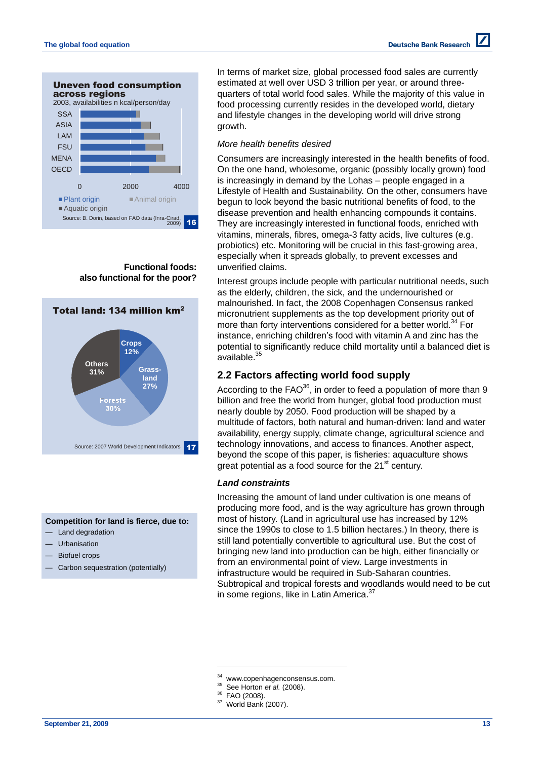**Uneven food consumption across regions**

2003, availabilities n kcal/person/day

SSA, ASIA, LAM, FSU, MENA, OECD

0 2000 4000

Plant origin Animal origin Aquatic origin

Source: B. Dorin, based on FAO data (Inra-Cirad, 2009) 16

**Functional foods: also functional for the poor?**

**Total land: 134 million km²**

Crops 12%
Grassland 27%
Forests 30%
Others 31%

Source: 2007 World Development Indicators 17

**Competition for land is fierce, due to:**

- Land degradation
- Urbanisation
- Biofuel crops
- Carbon sequestration (potentially)

In terms of market size, global processed food sales are currently estimated at well over USD 3 trillion per year, or around three-quarters of total world food sales. While the majority of this value in food processing currently resides in the developed world, dietary and lifestyle changes in the developing world will drive strong growth.

*More health benefits desired*

Consumers are increasingly interested in the health benefits of food. On the one hand, wholesome, organic (possibly locally grown) food is increasingly in demand by the Lohas – people engaged in a Lifestyle of Health and Sustainability. On the other, consumers have begun to look beyond the basic nutritional benefits of food, to the disease prevention and health enhancing compounds it contains. They are increasingly interested in functional foods, enriched with vitamins, minerals, fibres, omega-3 fatty acids, live cultures (e.g. probiotics) etc. Monitoring will be crucial in this fast-growing area, especially when it spreads globally, to prevent excesses and unverified claims.

Interest groups include people with particular nutritional needs, such as the elderly, children, the sick, and the undernourished or malnourished. In fact, the 2008 Copenhagen Consensus ranked micronutrient supplements as the top development priority out of more than forty interventions considered for a better world.[34] For instance, enriching children's food with vitamin A and zinc has the potential to significantly reduce child mortality until a balanced diet is available.[35]

## 2.2 Factors affecting world food supply

According to the FAO[36], in order to feed a population of more than 9 billion and free the world from hunger, global food production must nearly double by 2050. Food production will be shaped by a multitude of factors, both natural and human-driven: land and water availability, energy supply, climate change, agricultural science and technology innovations, and access to finances. Another aspect, beyond the scope of this paper, is fisheries: aquaculture shows great potential as a food source for the 21st century.

***Land constraints***

Increasing the amount of land under cultivation is one means of producing more food, and is the way agriculture has grown through most of history. (Land in agricultural use has increased by 12% since the 1990s to close to 1.5 billion hectares.) In theory, there is still land potentially convertible to agricultural use. But the cost of bringing new land into production can be high, either financially or from an environmental point of view. Large investments in infrastructure would be required in Sub-Saharan countries. Subtropical and tropical forests and woodlands would need to be cut in some regions, like in Latin America.[37]

---

[34] www.copenhagenconsensus.com.
[35] See Horton *et al.* (2008).
[36] FAO (2008).
[37] World Bank (2007).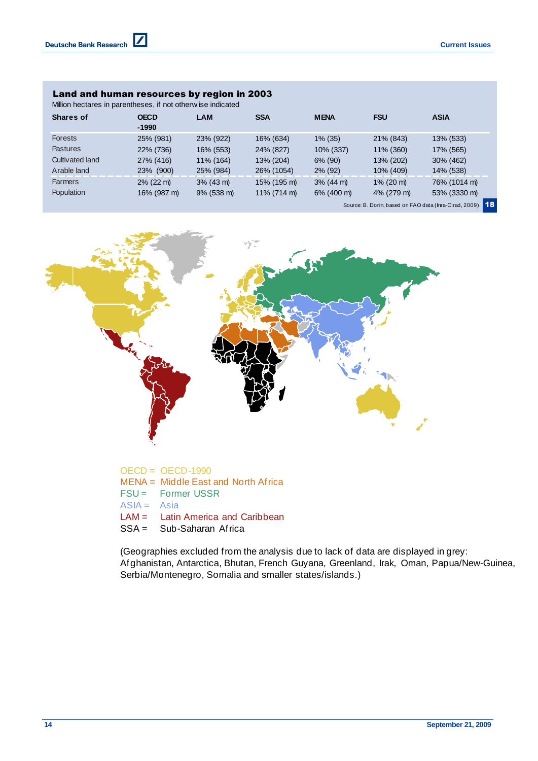**Land and human resources by region in 2003**

Million hectares in parentheses, if not otherwise indicated

| Shares of | OECD -1990 | LAM | SSA | MENA | FSU | ASIA |
|---|---|---|---|---|---|---|
| Forests | 25% (981) | 23% (922) | 16% (634) | 1% (35) | 21% (843) | 13% (533) |
| Pastures | 22% (736) | 16% (553) | 24% (827) | 10% (337) | 11% (360) | 17% (565) |
| Cultivated land | 27% (416) | 11% (164) | 13% (204) | 6% (90) | 13% (202) | 30% (462) |
| Arable land | 23% (900) | 25% (984) | 26% (1054) | 2% (92) | 10% (409) | 14% (538) |
| Farmers | 2% (22 m) | 3% (43 m) | 15% (195 m) | 3% (44 m) | 1% (20 m) | 76% (1014 m) |
| Population | 16% (987 m) | 9% (538 m) | 11% (714 m) | 6% (400 m) | 4% (279 m) | 53% (3330 m) |

Source: B. Dorin, based on FAO data (Inra-Cirad, 2009) **18**

OECD = OECD-1990
MENA = Middle East and North Africa
FSU = Former USSR
ASIA = Asia
LAM = Latin America and Caribbean
SSA = Sub-Saharan Africa

(Geographies excluded from the analysis due to lack of data are displayed in grey: Afghanistan, Antarctica, Bhutan, French Guyana, Greenland, Irak, Oman, Papua/New-Guinea, Serbia/Montenegro, Somalia and smaller states/islands.)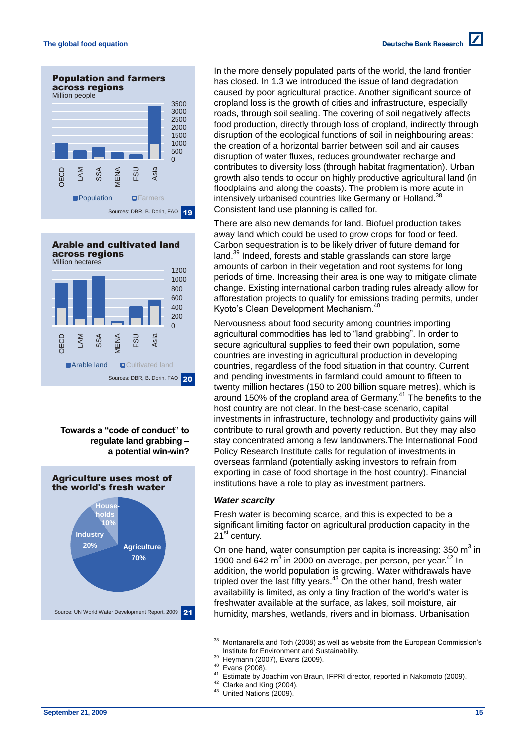**Population and farmers across regions**
Million people

Population / Farmers — OECD, LAM, SSA, MENA, FSU, Asia

Sources: DBR, B. Dorin, FAO 19

**Arable and cultivated land across regions**
Million hectares

Arable land / Cultivated land — OECD, LAM, SSA, MENA, FSU, Asia

Sources: DBR, B. Dorin, FAO 20

**Towards a "code of conduct" to regulate land grabbing – a potential win-win?**

**Agriculture uses most of the world's fresh water**

Households 10%, Industry 20%, Agriculture 70%

Source: UN World Water Development Report, 2009 21

In the more densely populated parts of the world, the land frontier has closed. In 1.3 we introduced the issue of land degradation caused by poor agricultural practice. Another significant source of cropland loss is the growth of cities and infrastructure, especially roads, through soil sealing. The covering of soil negatively affects food production, directly through loss of cropland, indirectly through disruption of the ecological functions of soil in neighbouring areas: the creation of a horizontal barrier between soil and air causes disruption of water fluxes, reduces groundwater recharge and contributes to diversity loss (through habitat fragmentation). Urban growth also tends to occur on highly productive agricultural land (in floodplains and along the coasts). The problem is more acute in intensively urbanised countries like Germany or Holland.[38] Consistent land use planning is called for.

There are also new demands for land. Biofuel production takes away land which could be used to grow crops for food or feed. Carbon sequestration is to be likely driver of future demand for land.[39] Indeed, forests and stable grasslands can store large amounts of carbon in their vegetation and root systems for long periods of time. Increasing their area is one way to mitigate climate change. Existing international carbon trading rules already allow for afforestation projects to qualify for emissions trading permits, under Kyoto's Clean Development Mechanism.[40]

Nervousness about food security among countries importing agricultural commodities has led to "land grabbing". In order to secure agricultural supplies to feed their own population, some countries are investing in agricultural production in developing countries, regardless of the food situation in that country. Current and pending investments in farmland could amount to fifteen to twenty million hectares (150 to 200 billion square metres), which is around 150% of the cropland area of Germany.[41] The benefits to the host country are not clear. In the best-case scenario, capital investments in infrastructure, technology and productivity gains will contribute to rural growth and poverty reduction. But they may also stay concentrated among a few landowners.The International Food Policy Research Institute calls for regulation of investments in overseas farmland (potentially asking investors to refrain from exporting in case of food shortage in the host country). Financial institutions have a role to play as investment partners.

### *Water scarcity*

Fresh water is becoming scarce, and this is expected to be a significant limiting factor on agricultural production capacity in the 21st century.

On one hand, water consumption per capita is increasing: 350 $m^3$ in 1900 and 642 $m^3$ in 2000 on average, per person, per year.[42] In addition, the world population is growing. Water withdrawals have tripled over the last fifty years.[43] On the other hand, fresh water availability is limited, as only a tiny fraction of the world's water is freshwater available at the surface, as lakes, soil moisture, air humidity, marshes, wetlands, rivers and in biomass. Urbanisation

---

[38] Montanarella and Toth (2008) as well as website from the European Commission's Institute for Environment and Sustainability.
[39] Heymann (2007), Evans (2009).
[40] Evans (2008).
[41] Estimate by Joachim von Braun, IFPRI director, reported in Nakomoto (2009).
[42] Clarke and King (2004).
[43] United Nations (2009).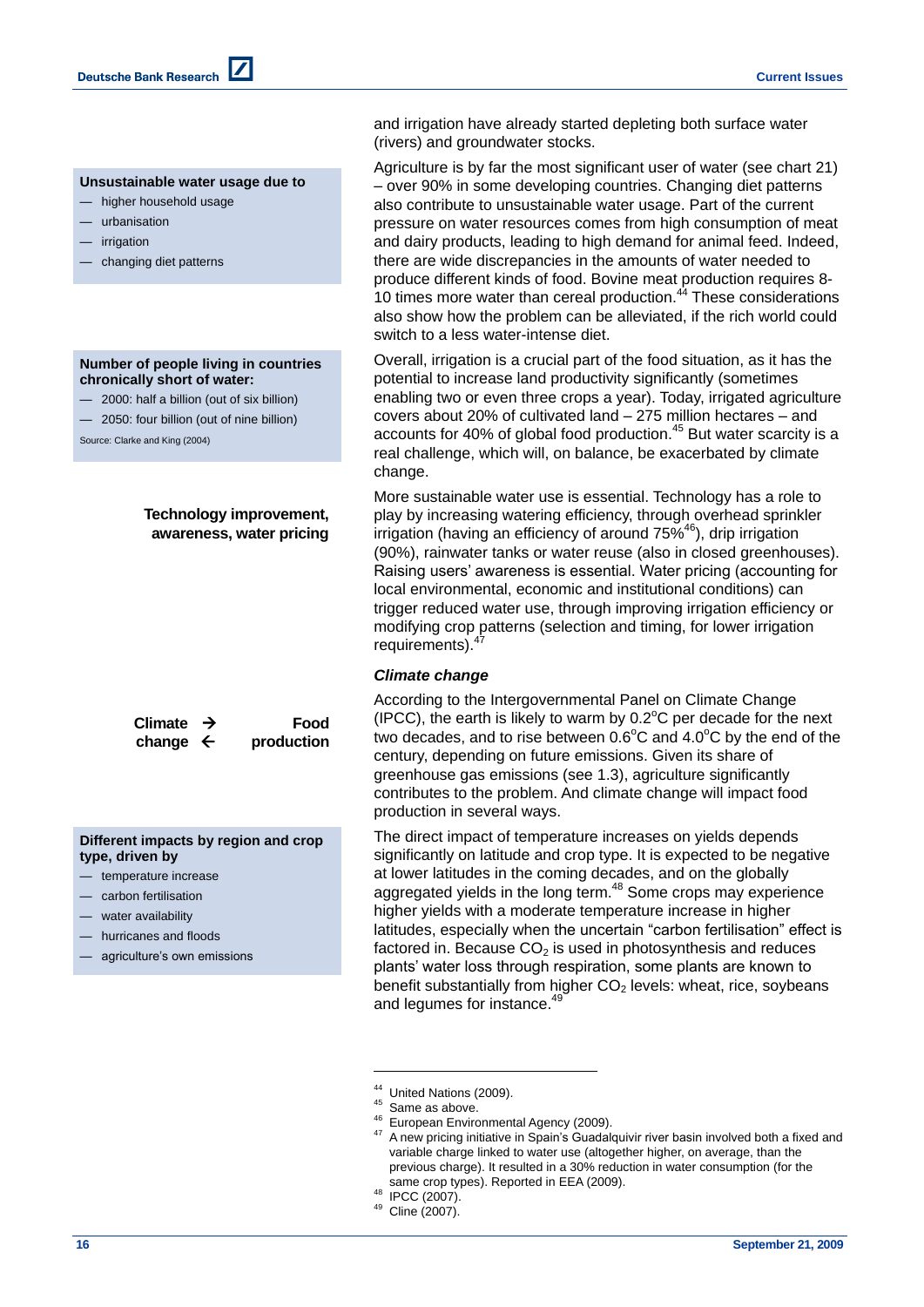and irrigation have already started depleting both surface water (rivers) and groundwater stocks.

**Unsustainable water usage due to**

- higher household usage
- urbanisation
- irrigation
- changing diet patterns

Agriculture is by far the most significant user of water (see chart 21) – over 90% in some developing countries. Changing diet patterns also contribute to unsustainable water usage. Part of the current pressure on water resources comes from high consumption of meat and dairy products, leading to high demand for animal feed. Indeed, there are wide discrepancies in the amounts of water needed to produce different kinds of food. Bovine meat production requires 8-10 times more water than cereal production.[44] These considerations also show how the problem can be alleviated, if the rich world could switch to a less water-intense diet.

**Number of people living in countries chronically short of water:**

- 2000: half a billion (out of six billion)
- 2050: four billion (out of nine billion)

Source: Clarke and King (2004)

Overall, irrigation is a crucial part of the food situation, as it has the potential to increase land productivity significantly (sometimes enabling two or even three crops a year). Today, irrigated agriculture covers about 20% of cultivated land – 275 million hectares – and accounts for 40% of global food production.[45] But water scarcity is a real challenge, which will, on balance, be exacerbated by climate change.

**Technology improvement, awareness, water pricing**

More sustainable water use is essential. Technology has a role to play by increasing watering efficiency, through overhead sprinkler irrigation (having an efficiency of around 75%[46]), drip irrigation (90%), rainwater tanks or water reuse (also in closed greenhouses). Raising users' awareness is essential. Water pricing (accounting for local environmental, economic and institutional conditions) can trigger reduced water use, through improving irrigation efficiency or modifying crop patterns (selection and timing, for lower irrigation requirements).[47]

### *Climate change*

**Climate change → Food production**
**Climate change ← Food production**

According to the Intergovernmental Panel on Climate Change (IPCC), the earth is likely to warm by 0.2°C per decade for the next two decades, and to rise between 0.6°C and 4.0°C by the end of the century, depending on future emissions. Given its share of greenhouse gas emissions (see 1.3), agriculture significantly contributes to the problem. And climate change will impact food production in several ways.

**Different impacts by region and crop type, driven by**

- temperature increase
- carbon fertilisation
- water availability
- hurricanes and floods
- agriculture's own emissions

The direct impact of temperature increases on yields depends significantly on latitude and crop type. It is expected to be negative at lower latitudes in the coming decades, and on the globally aggregated yields in the long term.[48] Some crops may experience higher yields with a moderate temperature increase in higher latitudes, especially when the uncertain "carbon fertilisation" effect is factored in. Because $CO_2$ is used in photosynthesis and reduces plants' water loss through respiration, some plants are known to benefit substantially from higher $CO_2$ levels: wheat, rice, soybeans and legumes for instance.[49]

---

[44] United Nations (2009).
[45] Same as above.
[46] European Environmental Agency (2009).
[47] A new pricing initiative in Spain's Guadalquivir river basin involved both a fixed and variable charge linked to water use (altogether higher, on average, than the previous charge). It resulted in a 30% reduction in water consumption (for the same crop types). Reported in EEA (2009).
[48] IPCC (2007).
[49] Cline (2007).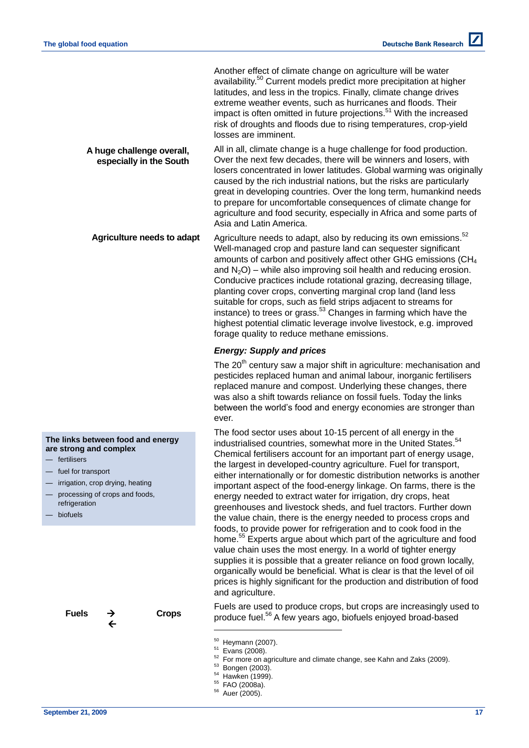Another effect of climate change on agriculture will be water availability.[50] Current models predict more precipitation at higher latitudes, and less in the tropics. Finally, climate change drives extreme weather events, such as hurricanes and floods. Their impact is often omitted in future projections.[51] With the increased risk of droughts and floods due to rising temperatures, crop-yield losses are imminent.

**A huge challenge overall, especially in the South**

All in all, climate change is a huge challenge for food production. Over the next few decades, there will be winners and losers, with losers concentrated in lower latitudes. Global warming was originally caused by the rich industrial nations, but the risks are particularly great in developing countries. Over the long term, humankind needs to prepare for uncomfortable consequences of climate change for agriculture and food security, especially in Africa and some parts of Asia and Latin America.

**Agriculture needs to adapt**

Agriculture needs to adapt, also by reducing its own emissions.[52] Well-managed crop and pasture land can sequester significant amounts of carbon and positively affect other GHG emissions ($CH_4$ and $N_2O$) – while also improving soil health and reducing erosion. Conducive practices include rotational grazing, decreasing tillage, planting cover crops, converting marginal crop land (land less suitable for crops, such as field strips adjacent to streams for instance) to trees or grass.[53] Changes in farming which have the highest potential climatic leverage involve livestock, e.g. improved forage quality to reduce methane emissions.

### *Energy: Supply and prices*

The 20th century saw a major shift in agriculture: mechanisation and pesticides replaced human and animal labour, inorganic fertilisers replaced manure and compost. Underlying these changes, there was also a shift towards reliance on fossil fuels. Today the links between the world's food and energy economies are stronger than ever.

**The links between food and energy are strong and complex**
- fertilisers
- fuel for transport
- irrigation, crop drying, heating
- processing of crops and foods, refrigeration
- biofuels

The food sector uses about 10-15 percent of all energy in the industrialised countries, somewhat more in the United States.[54] Chemical fertilisers account for an important part of energy usage, the largest in developed-country agriculture. Fuel for transport, either internationally or for domestic distribution networks is another important aspect of the food-energy linkage. On farms, there is the energy needed to extract water for irrigation, dry crops, heat greenhouses and livestock sheds, and fuel tractors. Further down the value chain, there is the energy needed to process crops and foods, to provide power for refrigeration and to cook food in the home.[55] Experts argue about which part of the agriculture and food value chain uses the most energy. In a world of tighter energy supplies it is possible that a greater reliance on food grown locally, organically would be beneficial. What is clear is that the level of oil prices is highly significant for the production and distribution of food and agriculture.

**Fuels → ← Crops**

Fuels are used to produce crops, but crops are increasingly used to produce fuel.[56] A few years ago, biofuels enjoyed broad-based

---

[50] Heymann (2007).
[51] Evans (2008).
[52] For more on agriculture and climate change, see Kahn and Zaks (2009).
[53] Bongen (2003).
[54] Hawken (1999).
[55] FAO (2008a).
[56] Auer (2005).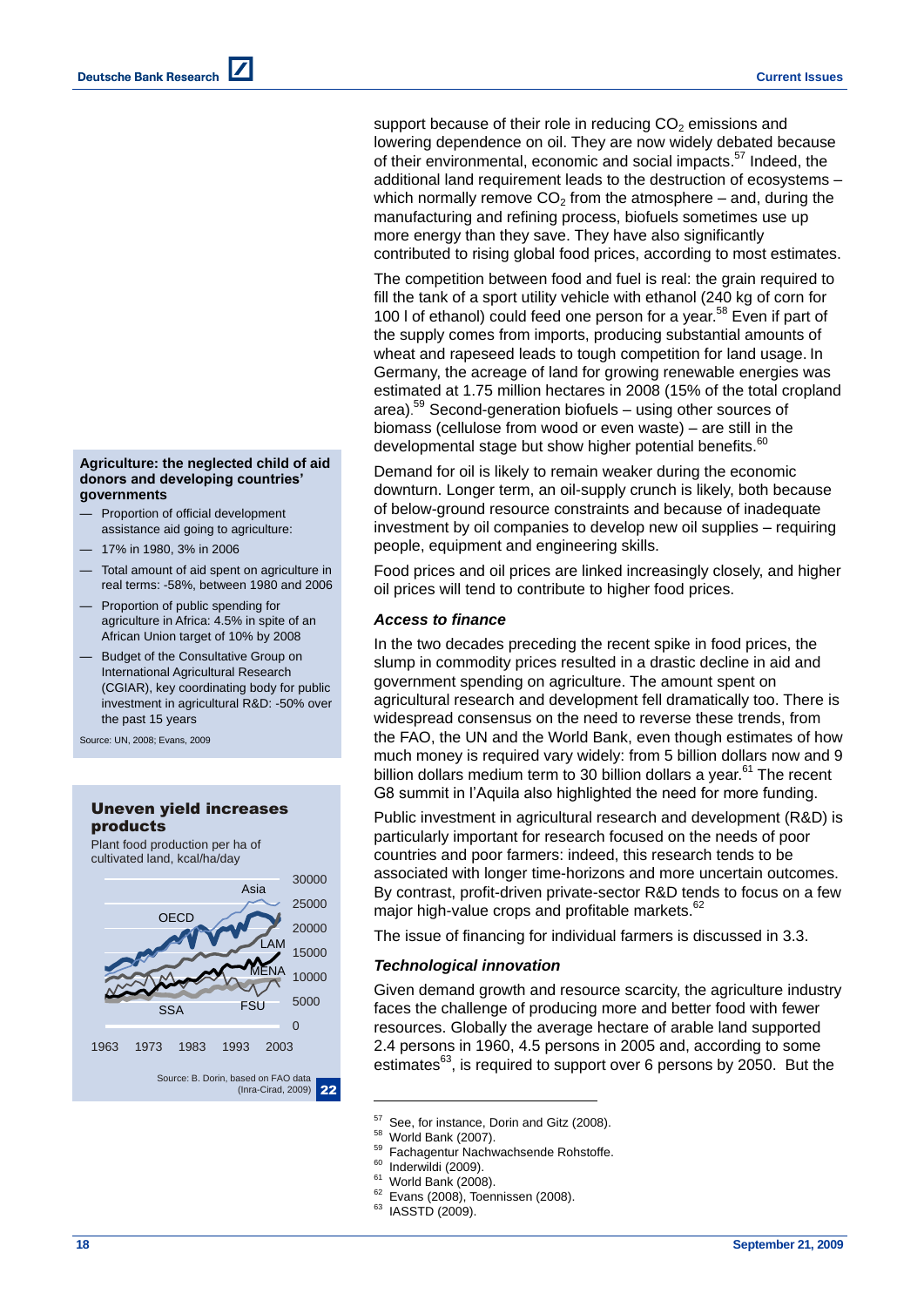support because of their role in reducing $CO_2$ emissions and lowering dependence on oil. They are now widely debated because of their environmental, economic and social impacts.[57] Indeed, the additional land requirement leads to the destruction of ecosystems – which normally remove $CO_2$ from the atmosphere – and, during the manufacturing and refining process, biofuels sometimes use up more energy than they save. They have also significantly contributed to rising global food prices, according to most estimates.

The competition between food and fuel is real: the grain required to fill the tank of a sport utility vehicle with ethanol (240 kg of corn for 100 l of ethanol) could feed one person for a year.[58] Even if part of the supply comes from imports, producing substantial amounts of wheat and rapeseed leads to tough competition for land usage. In Germany, the acreage of land for growing renewable energies was estimated at 1.75 million hectares in 2008 (15% of the total cropland area).[59] Second-generation biofuels – using other sources of biomass (cellulose from wood or even waste) – are still in the developmental stage but show higher potential benefits.[60]

Demand for oil is likely to remain weaker during the economic downturn. Longer term, an oil-supply crunch is likely, both because of below-ground resource constraints and because of inadequate investment by oil companies to develop new oil supplies – requiring people, equipment and engineering skills.

Food prices and oil prices are linked increasingly closely, and higher oil prices will tend to contribute to higher food prices.

**Agriculture: the neglected child of aid donors and developing countries' governments**

- Proportion of official development assistance aid going to agriculture:
- 17% in 1980, 3% in 2006
- Total amount of aid spent on agriculture in real terms: -58%, between 1980 and 2006
- Proportion of public spending for agriculture in Africa: 4.5% in spite of an African Union target of 10% by 2008
- Budget of the Consultative Group on International Agricultural Research (CGIAR), key coordinating body for public investment in agricultural R&D: -50% over the past 15 years

Source: UN, 2008; Evans, 2009

### *Access to finance*

In the two decades preceding the recent spike in food prices, the slump in commodity prices resulted in a drastic decline in aid and government spending on agriculture. The amount spent on agricultural research and development fell dramatically too. There is widespread consensus on the need to reverse these trends, from the FAO, the UN and the World Bank, even though estimates of how much money is required vary widely: from 5 billion dollars now and 9 billion dollars medium term to 30 billion dollars a year.[61] The recent G8 summit in l'Aquila also highlighted the need for more funding.

Public investment in agricultural research and development (R&D) is particularly important for research focused on the needs of poor countries and poor farmers: indeed, this research tends to be associated with longer time-horizons and more uncertain outcomes. By contrast, profit-driven private-sector R&D tends to focus on a few major high-value crops and profitable markets.[62]

The issue of financing for individual farmers is discussed in 3.3.

**Uneven yield increases products**

Plant food production per ha of cultivated land, kcal/ha/day

Source: B. Dorin, based on FAO data (Inra-Cirad, 2009)

22

### *Technological innovation*

Given demand growth and resource scarcity, the agriculture industry faces the challenge of producing more and better food with fewer resources. Globally the average hectare of arable land supported 2.4 persons in 1960, 4.5 persons in 2005 and, according to some estimates[63], is required to support over 6 persons by 2050. But the

---

[57] See, for instance, Dorin and Gitz (2008).
[58] World Bank (2007).
[59] Fachagentur Nachwachsende Rohstoffe.
[60] Inderwildi (2009).
[61] World Bank (2008).
[62] Evans (2008), Toennissen (2008).
[63] IASSTD (2009).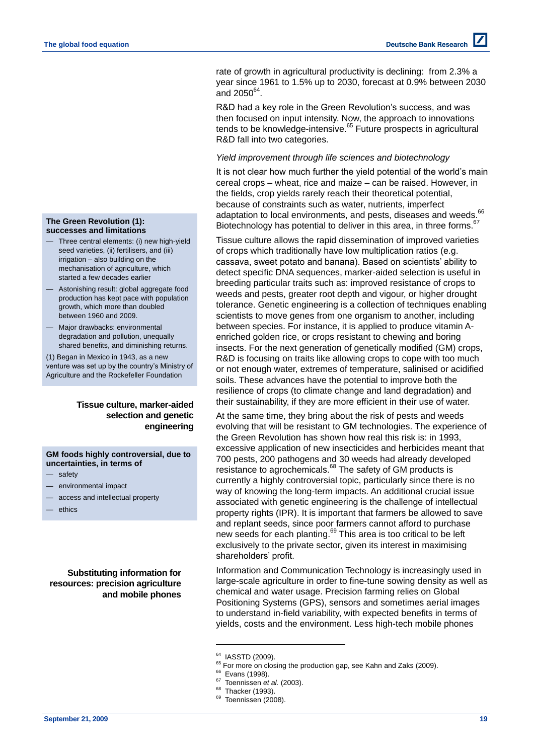rate of growth in agricultural productivity is declining: from 2.3% a year since 1961 to 1.5% up to 2030, forecast at 0.9% between 2030 and 2050[64].

R&D had a key role in the Green Revolution's success, and was then focused on input intensity. Now, the approach to innovations tends to be knowledge-intensive.[65] Future prospects in agricultural R&D fall into two categories.

**The Green Revolution (1): successes and limitations**

- Three central elements: (i) new high-yield seed varieties, (ii) fertilisers, and (iii) irrigation – also building on the mechanisation of agriculture, which started a few decades earlier
- Astonishing result: global aggregate food production has kept pace with population growth, which more than doubled between 1960 and 2009.
- Major drawbacks: environmental degradation and pollution, unequally shared benefits, and diminishing returns.

(1) Began in Mexico in 1943, as a new venture was set up by the country's Ministry of Agriculture and the Rockefeller Foundation

*Yield improvement through life sciences and biotechnology*

It is not clear how much further the yield potential of the world's main cereal crops – wheat, rice and maize – can be raised. However, in the fields, crop yields rarely reach their theoretical potential, because of constraints such as water, nutrients, imperfect adaptation to local environments, and pests, diseases and weeds.[66] Biotechnology has potential to deliver in this area, in three forms.[67]

**Tissue culture, marker-aided selection and genetic engineering**

Tissue culture allows the rapid dissemination of improved varieties of crops which traditionally have low multiplication ratios (e.g. cassava, sweet potato and banana). Based on scientists' ability to detect specific DNA sequences, marker-aided selection is useful in breeding particular traits such as: improved resistance of crops to weeds and pests, greater root depth and vigour, or higher drought tolerance. Genetic engineering is a collection of techniques enabling scientists to move genes from one organism to another, including between species. For instance, it is applied to produce vitamin A-enriched golden rice, or crops resistant to chewing and boring insects. For the next generation of genetically modified (GM) crops, R&D is focusing on traits like allowing crops to cope with too much or not enough water, extremes of temperature, salinised or acidified soils. These advances have the potential to improve both the resilience of crops (to climate change and land degradation) and their sustainability, if they are more efficient in their use of water.

**GM foods highly controversial, due to uncertainties, in terms of**

- safety
- environmental impact
- access and intellectual property
- ethics

At the same time, they bring about the risk of pests and weeds evolving that will be resistant to GM technologies. The experience of the Green Revolution has shown how real this risk is: in 1993, excessive application of new insecticides and herbicides meant that 700 pests, 200 pathogens and 30 weeds had already developed resistance to agrochemicals.[68] The safety of GM products is currently a highly controversial topic, particularly since there is no way of knowing the long-term impacts. An additional crucial issue associated with genetic engineering is the challenge of intellectual property rights (IPR). It is important that farmers be allowed to save and replant seeds, since poor farmers cannot afford to purchase new seeds for each planting.[69] This area is too critical to be left exclusively to the private sector, given its interest in maximising shareholders' profit.

**Substituting information for resources: precision agriculture and mobile phones**

Information and Communication Technology is increasingly used in large-scale agriculture in order to fine-tune sowing density as well as chemical and water usage. Precision farming relies on Global Positioning Systems (GPS), sensors and sometimes aerial images to understand in-field variability, with expected benefits in terms of yields, costs and the environment. Less high-tech mobile phones

---

[64] IASSTD (2009).
[65] For more on closing the production gap, see Kahn and Zaks (2009).
[66] Evans (1998).
[67] Toennissen *et al.* (2003).
[68] Thacker (1993).
[69] Toennissen (2008).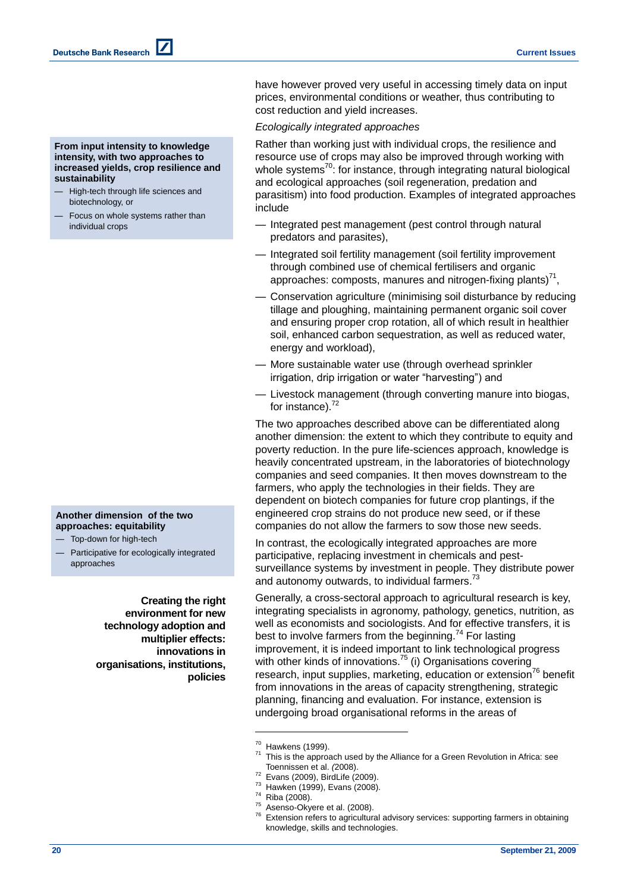have however proved very useful in accessing timely data on input prices, environmental conditions or weather, thus contributing to cost reduction and yield increases.

**From input intensity to knowledge intensity, with two approaches to increased yields, crop resilience and sustainability**

- High-tech through life sciences and biotechnology, or
- Focus on whole systems rather than individual crops

*Ecologically integrated approaches*

Rather than working just with individual crops, the resilience and resource use of crops may also be improved through working with whole systems[70]: for instance, through integrating natural biological and ecological approaches (soil regeneration, predation and parasitism) into food production. Examples of integrated approaches include

- Integrated pest management (pest control through natural predators and parasites),
- Integrated soil fertility management (soil fertility improvement through combined use of chemical fertilisers and organic approaches: composts, manures and nitrogen-fixing plants)[71],
- Conservation agriculture (minimising soil disturbance by reducing tillage and ploughing, maintaining permanent organic soil cover and ensuring proper crop rotation, all of which result in healthier soil, enhanced carbon sequestration, as well as reduced water, energy and workload),
- More sustainable water use (through overhead sprinkler irrigation, drip irrigation or water "harvesting") and
- Livestock management (through converting manure into biogas, for instance).[72]

**Another dimension of the two approaches: equitability**

- Top-down for high-tech
- Participative for ecologically integrated approaches

The two approaches described above can be differentiated along another dimension: the extent to which they contribute to equity and poverty reduction. In the pure life-sciences approach, knowledge is heavily concentrated upstream, in the laboratories of biotechnology companies and seed companies. It then moves downstream to the farmers, who apply the technologies in their fields. They are dependent on biotech companies for future crop plantings, if the engineered crop strains do not produce new seed, or if these companies do not allow the farmers to sow those new seeds.

In contrast, the ecologically integrated approaches are more participative, replacing investment in chemicals and pest-surveillance systems by investment in people. They distribute power and autonomy outwards, to individual farmers.[73]

**Creating the right environment for new technology adoption and multiplier effects: innovations in organisations, institutions, policies**

Generally, a cross-sectoral approach to agricultural research is key, integrating specialists in agronomy, pathology, genetics, nutrition, as well as economists and sociologists. And for effective transfers, it is best to involve farmers from the beginning.[74] For lasting improvement, it is indeed important to link technological progress with other kinds of innovations.[75] (i) Organisations covering research, input supplies, marketing, education or extension[76] benefit from innovations in the areas of capacity strengthening, strategic planning, financing and evaluation. For instance, extension is undergoing broad organisational reforms in the areas of

---

[70] Hawkens (1999).
[71] This is the approach used by the Alliance for a Green Revolution in Africa: see Toennissen et al. *(*2008).
[72] Evans (2009), BirdLife (2009).
[73] Hawken (1999), Evans (2008).
[74] Riba (2008).
[75] Asenso-Okyere et al. (2008).
[76] Extension refers to agricultural advisory services: supporting farmers in obtaining knowledge, skills and technologies.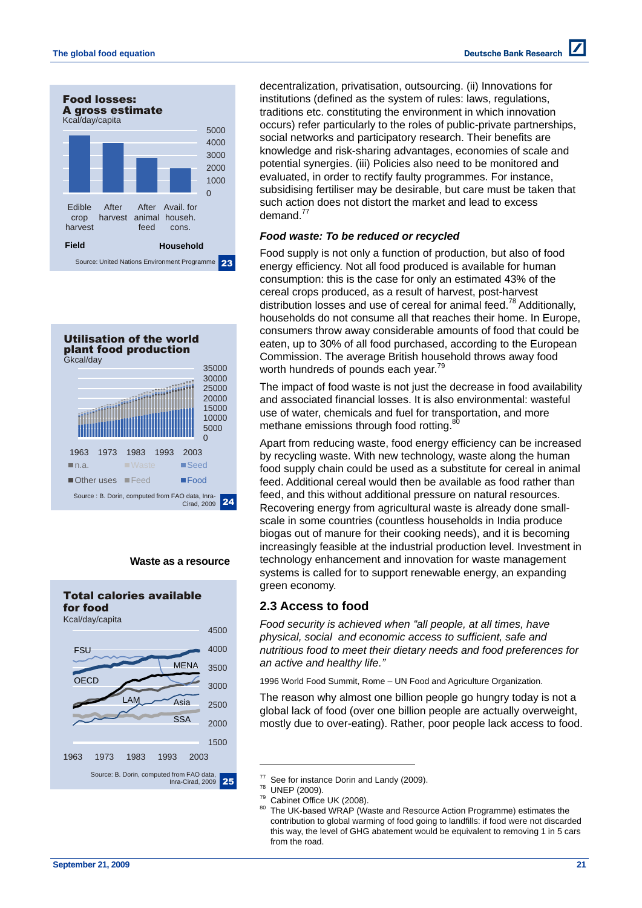**Food losses: A gross estimate**
Kcal/day/capita

Edible crop harvest | After harvest | After animal feed | Avail. for househ. cons.

Field | Household

Source: United Nations Environment Programme **23**

**Utilisation of the world plant food production**
Gkcal/day

n.a. | Waste | Seed | Other uses | Feed | Food

Source : B. Dorin, computed from FAO data, Inra-Cirad, 2009 **24**

**Waste as a resource**

**Total calories available for food**
Kcal/day/capita

FSU, MENA, OECD, LAM, Asia, SSA

Source: B. Dorin, computed from FAO data, Inra-Cirad, 2009 **25**

decentralization, privatisation, outsourcing. (ii) Innovations for institutions (defined as the system of rules: laws, regulations, traditions etc. constituting the environment in which innovation occurs) refer particularly to the roles of public-private partnerships, social networks and participatory research. Their benefits are knowledge and risk-sharing advantages, economies of scale and potential synergies. (iii) Policies also need to be monitored and evaluated, in order to rectify faulty programmes. For instance, subsidising fertiliser may be desirable, but care must be taken that such action does not distort the market and lead to excess demand.[77]

### *Food waste: To be reduced or recycled*

Food supply is not only a function of production, but also of food energy efficiency. Not all food produced is available for human consumption: this is the case for only an estimated 43% of the cereal crops produced, as a result of harvest, post-harvest distribution losses and use of cereal for animal feed.[78] Additionally, households do not consume all that reaches their home. In Europe, consumers throw away considerable amounts of food that could be eaten, up to 30% of all food purchased, according to the European Commission. The average British household throws away food worth hundreds of pounds each year.[79]

The impact of food waste is not just the decrease in food availability and associated financial losses. It is also environmental: wasteful use of water, chemicals and fuel for transportation, and more methane emissions through food rotting.[80]

Apart from reducing waste, food energy efficiency can be increased by recycling waste. With new technology, waste along the human food supply chain could be used as a substitute for cereal in animal feed. Additional cereal would then be available as food rather than feed, and this without additional pressure on natural resources. Recovering energy from agricultural waste is already done small-scale in some countries (countless households in India produce biogas out of manure for their cooking needs), and it is becoming increasingly feasible at the industrial production level. Investment in technology enhancement and innovation for waste management systems is called for to support renewable energy, an expanding green economy.

## 2.3 Access to food

*Food security is achieved when "all people, at all times, have physical, social and economic access to sufficient, safe and nutritious food to meet their dietary needs and food preferences for an active and healthy life."*

1996 World Food Summit, Rome – UN Food and Agriculture Organization.

The reason why almost one billion people go hungry today is not a global lack of food (over one billion people are actually overweight, mostly due to over-eating). Rather, poor people lack access to food.

---

[77] See for instance Dorin and Landy (2009).
[78] UNEP (2009).
[79] Cabinet Office UK (2008).
[80] The UK-based WRAP (Waste and Resource Action Programme) estimates the contribution to global warming of food going to landfills: if food were not discarded this way, the level of GHG abatement would be equivalent to removing 1 in 5 cars from the road.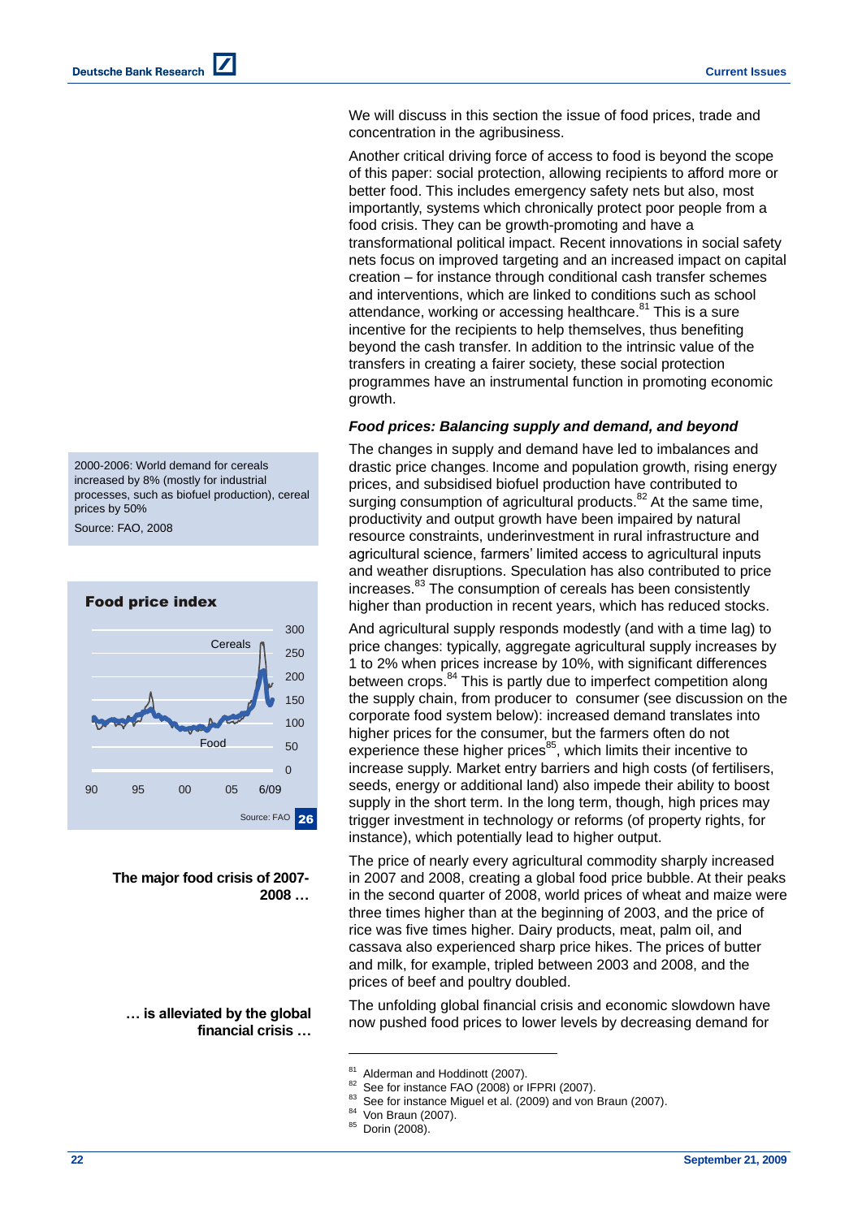We will discuss in this section the issue of food prices, trade and concentration in the agribusiness.

Another critical driving force of access to food is beyond the scope of this paper: social protection, allowing recipients to afford more or better food. This includes emergency safety nets but also, most importantly, systems which chronically protect poor people from a food crisis. They can be growth-promoting and have a transformational political impact. Recent innovations in social safety nets focus on improved targeting and an increased impact on capital creation – for instance through conditional cash transfer schemes and interventions, which are linked to conditions such as school attendance, working or accessing healthcare.[81] This is a sure incentive for the recipients to help themselves, thus benefiting beyond the cash transfer. In addition to the intrinsic value of the transfers in creating a fairer society, these social protection programmes have an instrumental function in promoting economic growth.

### *Food prices: Balancing supply and demand, and beyond*

2000-2006: World demand for cereals increased by 8% (mostly for industrial processes, such as biofuel production), cereal prices by 50%

Source: FAO, 2008

**Food price index**

Cereals

Food

300, 250, 200, 150, 100, 50, 0

90, 95, 00, 05, 6/09

Source: FAO 26

The changes in supply and demand have led to imbalances and drastic price changes. Income and population growth, rising energy prices, and subsidised biofuel production have contributed to surging consumption of agricultural products.[82] At the same time, productivity and output growth have been impaired by natural resource constraints, underinvestment in rural infrastructure and agricultural science, farmers' limited access to agricultural inputs and weather disruptions. Speculation has also contributed to price increases.[83] The consumption of cereals has been consistently higher than production in recent years, which has reduced stocks.

And agricultural supply responds modestly (and with a time lag) to price changes: typically, aggregate agricultural supply increases by 1 to 2% when prices increase by 10%, with significant differences between crops.[84] This is partly due to imperfect competition along the supply chain, from producer to consumer (see discussion on the corporate food system below): increased demand translates into higher prices for the consumer, but the farmers often do not experience these higher prices[85], which limits their incentive to increase supply. Market entry barriers and high costs (of fertilisers, seeds, energy or additional land) also impede their ability to boost supply in the short term. In the long term, though, high prices may trigger investment in technology or reforms (of property rights, for instance), which potentially lead to higher output.

**The major food crisis of 2007-2008 …**

The price of nearly every agricultural commodity sharply increased in 2007 and 2008, creating a global food price bubble. At their peaks in the second quarter of 2008, world prices of wheat and maize were three times higher than at the beginning of 2003, and the price of rice was five times higher. Dairy products, meat, palm oil, and cassava also experienced sharp price hikes. The prices of butter and milk, for example, tripled between 2003 and 2008, and the prices of beef and poultry doubled.

**… is alleviated by the global financial crisis …**

The unfolding global financial crisis and economic slowdown have now pushed food prices to lower levels by decreasing demand for

---

[81] Alderman and Hoddinott (2007).
[82] See for instance FAO (2008) or IFPRI (2007).
[83] See for instance Miguel et al. (2009) and von Braun (2007).
[84] Von Braun (2007).
[85] Dorin (2008).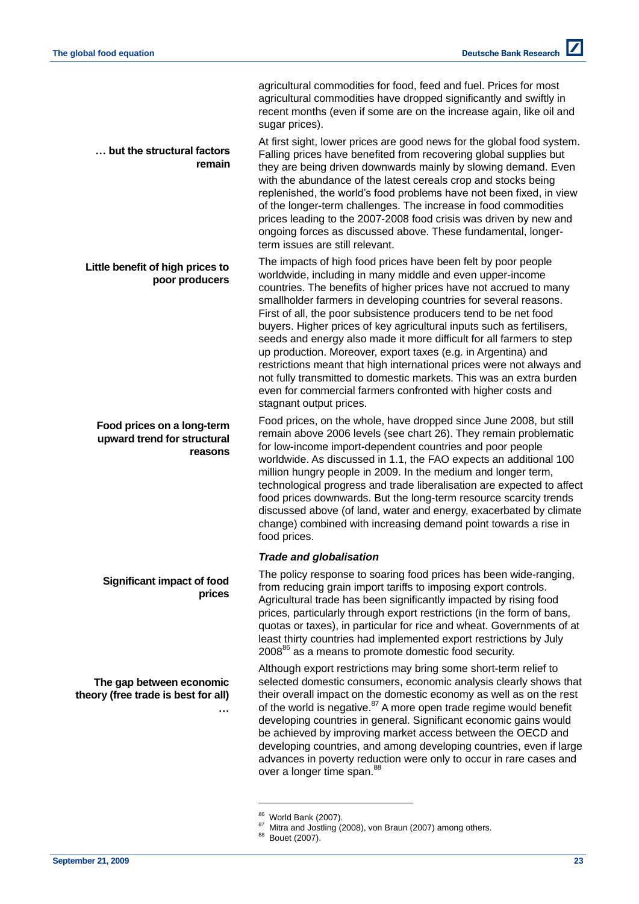agricultural commodities for food, feed and fuel. Prices for most agricultural commodities have dropped significantly and swiftly in recent months (even if some are on the increase again, like oil and sugar prices).

**… but the structural factors remain**

At first sight, lower prices are good news for the global food system. Falling prices have benefited from recovering global supplies but they are being driven downwards mainly by slowing demand. Even with the abundance of the latest cereals crop and stocks being replenished, the world's food problems have not been fixed, in view of the longer-term challenges. The increase in food commodities prices leading to the 2007-2008 food crisis was driven by new and ongoing forces as discussed above. These fundamental, longer-term issues are still relevant.

**Little benefit of high prices to poor producers**

The impacts of high food prices have been felt by poor people worldwide, including in many middle and even upper-income countries. The benefits of higher prices have not accrued to many smallholder farmers in developing countries for several reasons. First of all, the poor subsistence producers tend to be net food buyers. Higher prices of key agricultural inputs such as fertilisers, seeds and energy also made it more difficult for all farmers to step up production. Moreover, export taxes (e.g. in Argentina) and restrictions meant that high international prices were not always and not fully transmitted to domestic markets. This was an extra burden even for commercial farmers confronted with higher costs and stagnant output prices.

**Food prices on a long-term upward trend for structural reasons**

Food prices, on the whole, have dropped since June 2008, but still remain above 2006 levels (see chart 26). They remain problematic for low-income import-dependent countries and poor people worldwide. As discussed in 1.1, the FAO expects an additional 100 million hungry people in 2009. In the medium and longer term, technological progress and trade liberalisation are expected to affect food prices downwards. But the long-term resource scarcity trends discussed above (of land, water and energy, exacerbated by climate change) combined with increasing demand point towards a rise in food prices.

### *Trade and globalisation*

**Significant impact of food prices**

The policy response to soaring food prices has been wide-ranging, from reducing grain import tariffs to imposing export controls. Agricultural trade has been significantly impacted by rising food prices, particularly through export restrictions (in the form of bans, quotas or taxes), in particular for rice and wheat. Governments of at least thirty countries had implemented export restrictions by July 2008[86] as a means to promote domestic food security.

**The gap between economic theory (free trade is best for all) …**

Although export restrictions may bring some short-term relief to selected domestic consumers, economic analysis clearly shows that their overall impact on the domestic economy as well as on the rest of the world is negative.[87] A more open trade regime would benefit developing countries in general. Significant economic gains would be achieved by improving market access between the OECD and developing countries, and among developing countries, even if large advances in poverty reduction were only to occur in rare cases and over a longer time span.[88]

---

[86] World Bank (2007).
[87] Mitra and Jostling (2008), von Braun (2007) among others.
[88] Bouet (2007).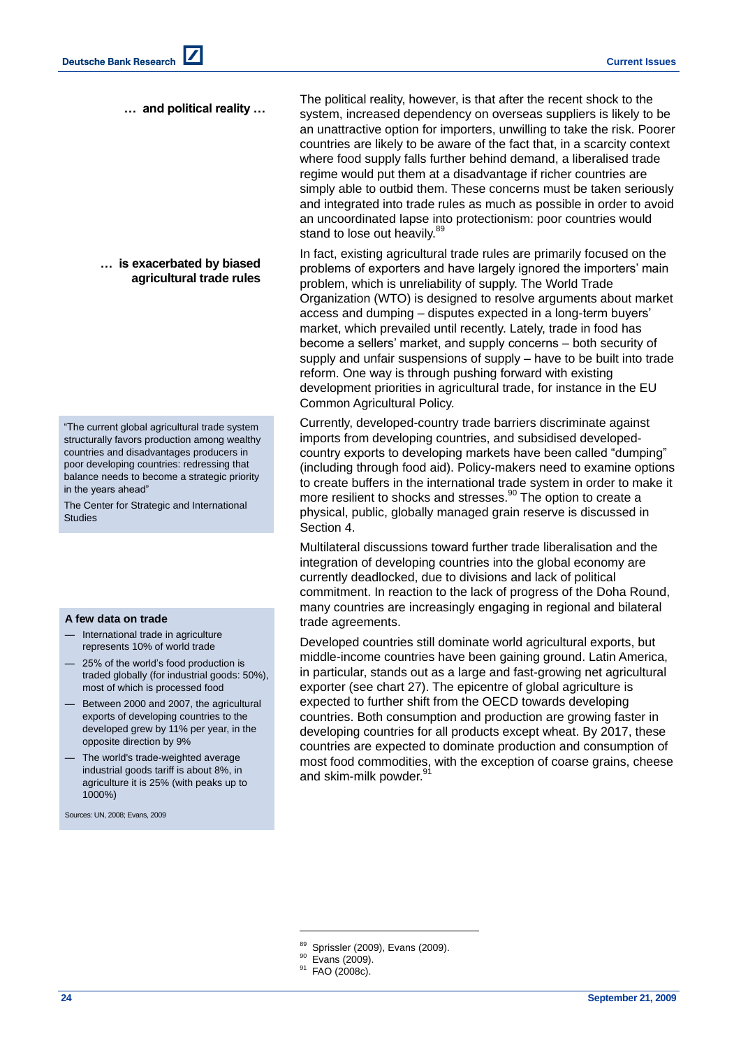**… and political reality …**

The political reality, however, is that after the recent shock to the system, increased dependency on overseas suppliers is likely to be an unattractive option for importers, unwilling to take the risk. Poorer countries are likely to be aware of the fact that, in a scarcity context where food supply falls further behind demand, a liberalised trade regime would put them at a disadvantage if richer countries are simply able to outbid them. These concerns must be taken seriously and integrated into trade rules as much as possible in order to avoid an uncoordinated lapse into protectionism: poor countries would stand to lose out heavily.[89]

**… is exacerbated by biased agricultural trade rules**

In fact, existing agricultural trade rules are primarily focused on the problems of exporters and have largely ignored the importers' main problem, which is unreliability of supply. The World Trade Organization (WTO) is designed to resolve arguments about market access and dumping – disputes expected in a long-term buyers' market, which prevailed until recently. Lately, trade in food has become a sellers' market, and supply concerns – both security of supply and unfair suspensions of supply – have to be built into trade reform. One way is through pushing forward with existing development priorities in agricultural trade, for instance in the EU Common Agricultural Policy.

> "The current global agricultural trade system structurally favors production among wealthy countries and disadvantages producers in poor developing countries: redressing that balance needs to become a strategic priority in the years ahead"
>
> The Center for Strategic and International Studies

Currently, developed-country trade barriers discriminate against imports from developing countries, and subsidised developed-country exports to developing markets have been called "dumping" (including through food aid). Policy-makers need to examine options to create buffers in the international trade system in order to make it more resilient to shocks and stresses.[90] The option to create a physical, public, globally managed grain reserve is discussed in Section 4.

Multilateral discussions toward further trade liberalisation and the integration of developing countries into the global economy are currently deadlocked, due to divisions and lack of political commitment. In reaction to the lack of progress of the Doha Round, many countries are increasingly engaging in regional and bilateral trade agreements.

**A few data on trade**

- International trade in agriculture represents 10% of world trade
- 25% of the world's food production is traded globally (for industrial goods: 50%), most of which is processed food
- Between 2000 and 2007, the agricultural exports of developing countries to the developed grew by 11% per year, in the opposite direction by 9%
- The world's trade-weighted average industrial goods tariff is about 8%, in agriculture it is 25% (with peaks up to 1000%)

Sources: UN, 2008; Evans, 2009

Developed countries still dominate world agricultural exports, but middle-income countries have been gaining ground. Latin America, in particular, stands out as a large and fast-growing net agricultural exporter (see chart 27). The epicentre of global agriculture is expected to further shift from the OECD towards developing countries. Both consumption and production are growing faster in developing countries for all products except wheat. By 2017, these countries are expected to dominate production and consumption of most food commodities, with the exception of coarse grains, cheese and skim-milk powder.[91]

---

[89] Sprissler (2009), Evans (2009).

[90] Evans (2009).

[91] FAO (2008c).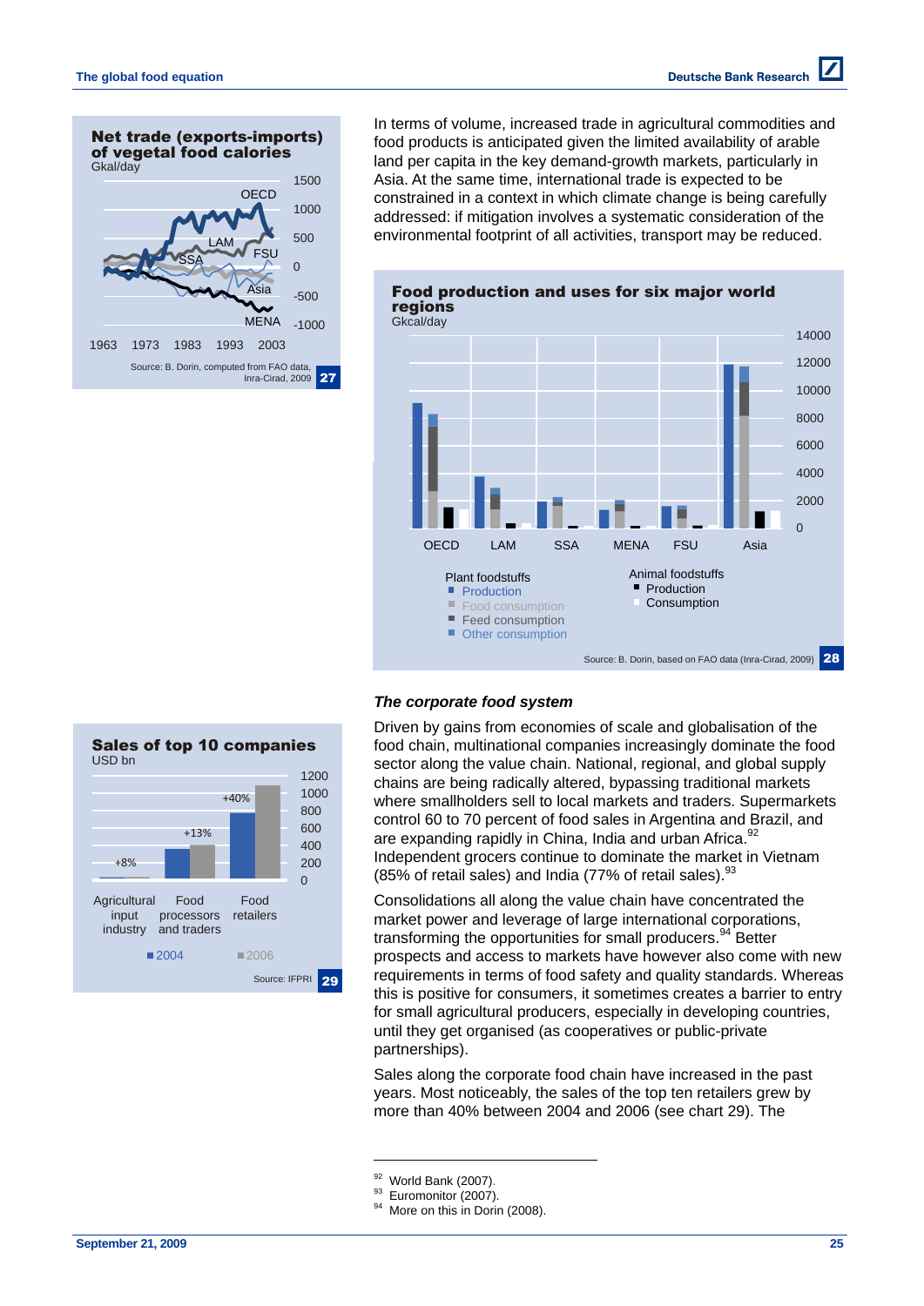**Net trade (exports-imports) of vegetal food calories**
Gkal/day

Source: B. Dorin, computed from FAO data, Inra-Cirad, 2009 — 27

In terms of volume, increased trade in agricultural commodities and food products is anticipated given the limited availability of arable land per capita in the key demand-growth markets, particularly in Asia. At the same time, international trade is expected to be constrained in a context in which climate change is being carefully addressed: if mitigation involves a systematic consideration of the environmental footprint of all activities, transport may be reduced.

**Food production and uses for six major world regions**
Gkcal/day

Source: B. Dorin, based on FAO data (Inra-Cirad, 2009) — 28

**Sales of top 10 companies**
USD bn

| | Agricultural input industry | Food processors and traders | Food retailers |
|---|---|---|---|
| Change 2004–2006 | +8% | +13% | +40% |

Source: IFPRI — 29

### *The corporate food system*

Driven by gains from economies of scale and globalisation of the food chain, multinational companies increasingly dominate the food sector along the value chain. National, regional, and global supply chains are being radically altered, bypassing traditional markets where smallholders sell to local markets and traders. Supermarkets control 60 to 70 percent of food sales in Argentina and Brazil, and are expanding rapidly in China, India and urban Africa.[92] Independent grocers continue to dominate the market in Vietnam (85% of retail sales) and India (77% of retail sales).[93]

Consolidations all along the value chain have concentrated the market power and leverage of large international corporations, transforming the opportunities for small producers.[94] Better prospects and access to markets have however also come with new requirements in terms of food safety and quality standards. Whereas this is positive for consumers, it sometimes creates a barrier to entry for small agricultural producers, especially in developing countries, until they get organised (as cooperatives or public-private partnerships).

Sales along the corporate food chain have increased in the past years. Most noticeably, the sales of the top ten retailers grew by more than 40% between 2004 and 2006 (see chart 29). The

---

[92] World Bank (2007).
[93] Euromonitor (2007).
[94] More on this in Dorin (2008).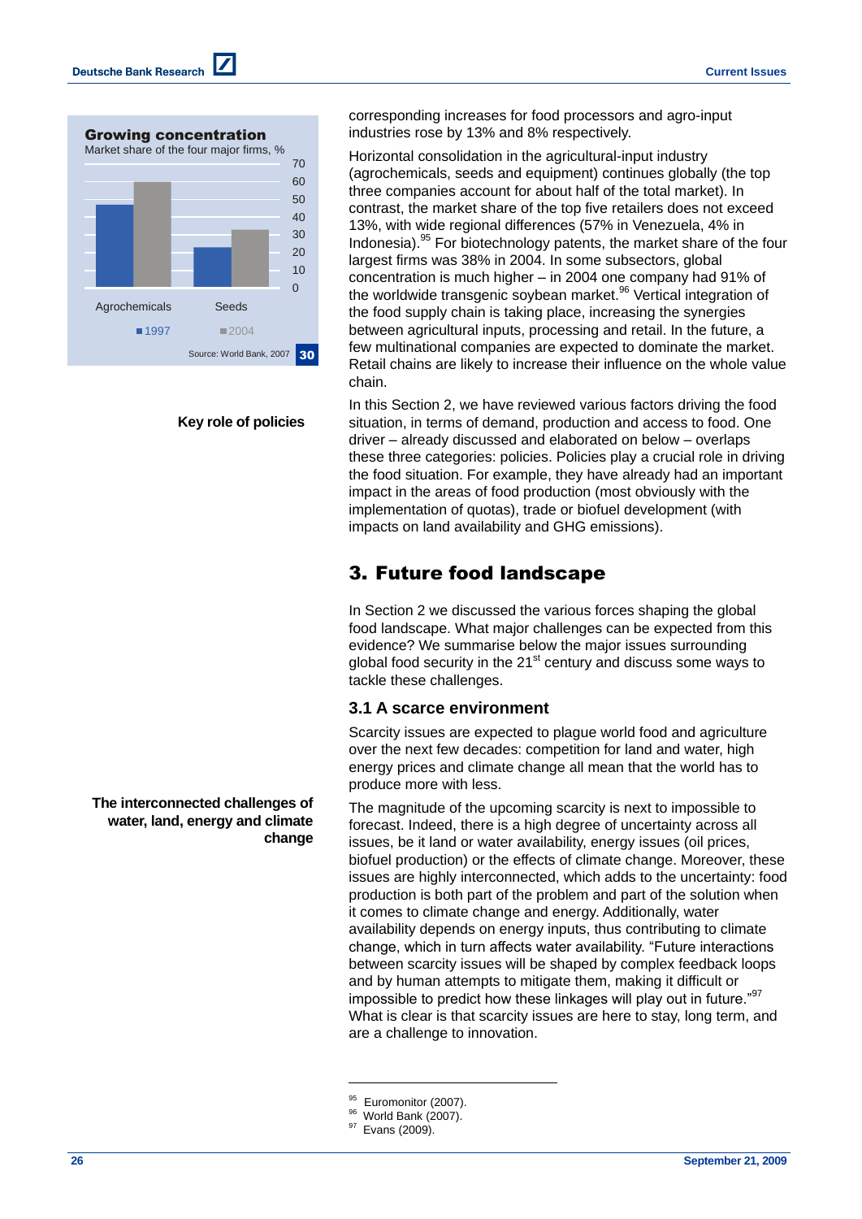**Growing concentration**

Market share of the four major firms, %

| | 1997 | 2004 |
|---|---|---|
| Agrochemicals | | |
| Seeds | | |

Source: World Bank, 2007 — 30

corresponding increases for food processors and agro-input industries rose by 13% and 8% respectively.

Horizontal consolidation in the agricultural-input industry (agrochemicals, seeds and equipment) continues globally (the top three companies account for about half of the total market). In contrast, the market share of the top five retailers does not exceed 13%, with wide regional differences (57% in Venezuela, 4% in Indonesia).[95] For biotechnology patents, the market share of the four largest firms was 38% in 2004. In some subsectors, global concentration is much higher – in 2004 one company had 91% of the worldwide transgenic soybean market.[96] Vertical integration of the food supply chain is taking place, increasing the synergies between agricultural inputs, processing and retail. In the future, a few multinational companies are expected to dominate the market. Retail chains are likely to increase their influence on the whole value chain.

**Key role of policies**

In this Section 2, we have reviewed various factors driving the food situation, in terms of demand, production and access to food. One driver – already discussed and elaborated on below – overlaps these three categories: policies. Policies play a crucial role in driving the food situation. For example, they have already had an important impact in the areas of food production (most obviously with the implementation of quotas), trade or biofuel development (with impacts on land availability and GHG emissions).

# 3. Future food landscape

In Section 2 we discussed the various forces shaping the global food landscape. What major challenges can be expected from this evidence? We summarise below the major issues surrounding global food security in the 21st century and discuss some ways to tackle these challenges.

## 3.1 A scarce environment

Scarcity issues are expected to plague world food and agriculture over the next few decades: competition for land and water, high energy prices and climate change all mean that the world has to produce more with less.

**The interconnected challenges of water, land, energy and climate change**

The magnitude of the upcoming scarcity is next to impossible to forecast. Indeed, there is a high degree of uncertainty across all issues, be it land or water availability, energy issues (oil prices, biofuel production) or the effects of climate change. Moreover, these issues are highly interconnected, which adds to the uncertainty: food production is both part of the problem and part of the solution when it comes to climate change and energy. Additionally, water availability depends on energy inputs, thus contributing to climate change, which in turn affects water availability. "Future interactions between scarcity issues will be shaped by complex feedback loops and by human attempts to mitigate them, making it difficult or impossible to predict how these linkages will play out in future."[97] What is clear is that scarcity issues are here to stay, long term, and are a challenge to innovation.

---

[95] Euromonitor (2007).
[96] World Bank (2007).
[97] Evans (2009).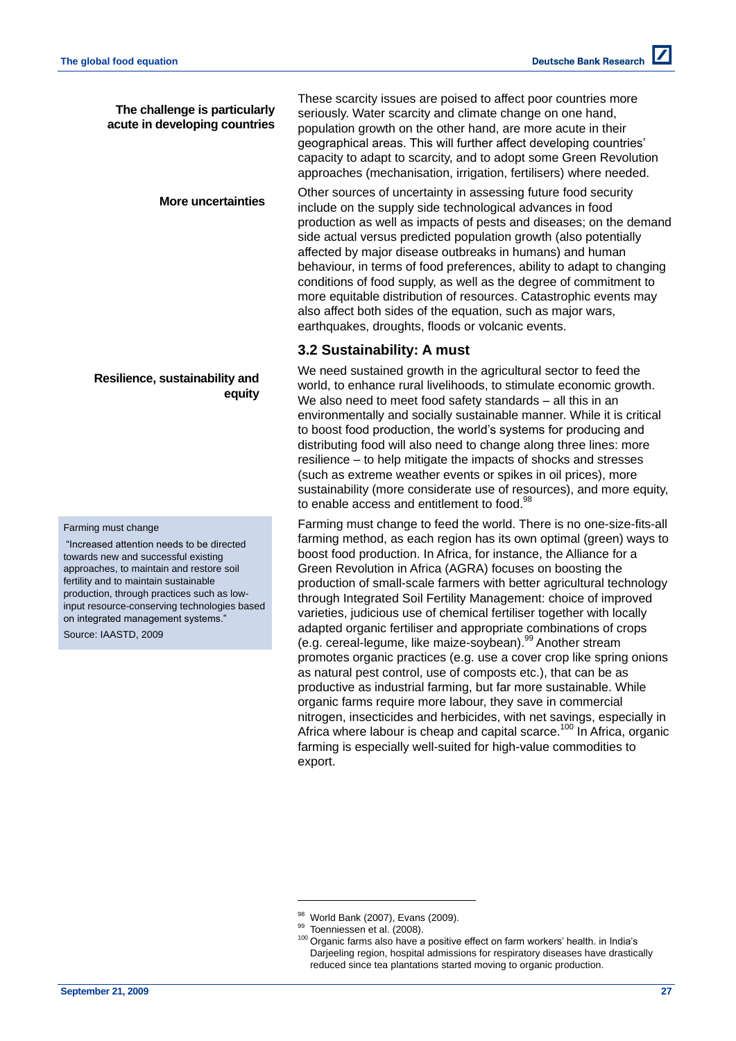**The challenge is particularly acute in developing countries**

These scarcity issues are poised to affect poor countries more seriously. Water scarcity and climate change on one hand, population growth on the other hand, are more acute in their geographical areas. This will further affect developing countries' capacity to adapt to scarcity, and to adopt some Green Revolution approaches (mechanisation, irrigation, fertilisers) where needed.

**More uncertainties**

Other sources of uncertainty in assessing future food security include on the supply side technological advances in food production as well as impacts of pests and diseases; on the demand side actual versus predicted population growth (also potentially affected by major disease outbreaks in humans) and human behaviour, in terms of food preferences, ability to adapt to changing conditions of food supply, as well as the degree of commitment to more equitable distribution of resources. Catastrophic events may also affect both sides of the equation, such as major wars, earthquakes, droughts, floods or volcanic events.

### 3.2 Sustainability: A must

**Resilience, sustainability and equity**

We need sustained growth in the agricultural sector to feed the world, to enhance rural livelihoods, to stimulate economic growth. We also need to meet food safety standards – all this in an environmentally and socially sustainable manner. While it is critical to boost food production, the world's systems for producing and distributing food will also need to change along three lines: more resilience – to help mitigate the impacts of shocks and stresses (such as extreme weather events or spikes in oil prices), more sustainability (more considerate use of resources), and more equity, to enable access and entitlement to food.[98]

> Farming must change
>
> "Increased attention needs to be directed towards new and successful existing approaches, to maintain and restore soil fertility and to maintain sustainable production, through practices such as low-input resource-conserving technologies based on integrated management systems."
>
> Source: IAASTD, 2009

Farming must change to feed the world. There is no one-size-fits-all farming method, as each region has its own optimal (green) ways to boost food production. In Africa, for instance, the Alliance for a Green Revolution in Africa (AGRA) focuses on boosting the production of small-scale farmers with better agricultural technology through Integrated Soil Fertility Management: choice of improved varieties, judicious use of chemical fertiliser together with locally adapted organic fertiliser and appropriate combinations of crops (e.g. cereal-legume, like maize-soybean).[99] Another stream promotes organic practices (e.g. use a cover crop like spring onions as natural pest control, use of composts etc.), that can be as productive as industrial farming, but far more sustainable. While organic farms require more labour, they save in commercial nitrogen, insecticides and herbicides, with net savings, especially in Africa where labour is cheap and capital scarce.[100] In Africa, organic farming is especially well-suited for high-value commodities to export.

---

[98] World Bank (2007), Evans (2009).

[99] Toenniessen et al. (2008).

[100] Organic farms also have a positive effect on farm workers' health. in India's Darjeeling region, hospital admissions for respiratory diseases have drastically reduced since tea plantations started moving to organic production.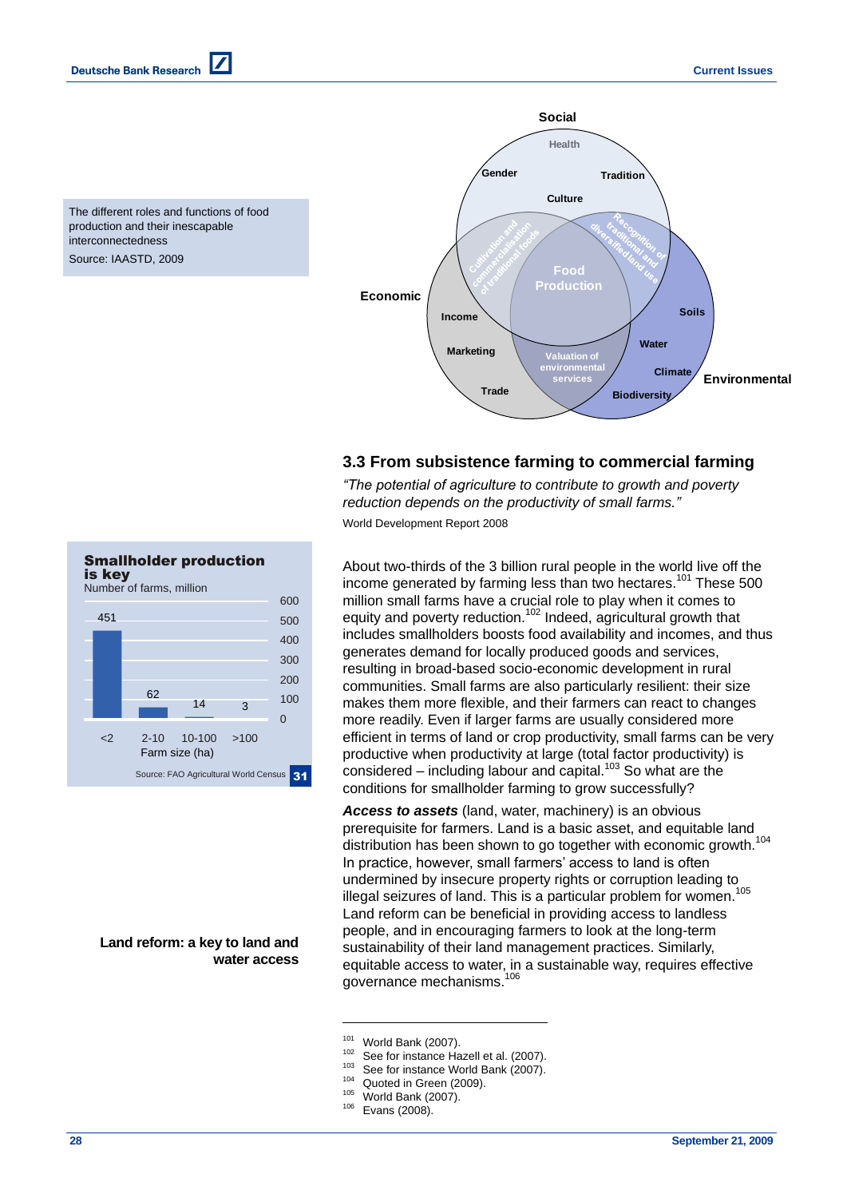The different roles and functions of food production and their inescapable interconnectedness

Source: IAASTD, 2009

Social

Health

Gender

Tradition

Culture

Cultivation and commercialisation of traditional foods

Recognition of traditional and diversified land use

Food Production

Economic

Income

Marketing

Trade

Valuation of environmental services

Soils

Water

Climate

Biodiversity

Environmental

**Smallholder production is key**

Number of farms, million

| Farm size (ha) | <2 | 2-10 | 10-100 | >100 |
|---|---|---|---|---|
| Number of farms, million | 451 | 62 | 14 | 3 |

Source: FAO Agricultural World Census 31

## 3.3 From subsistence farming to commercial farming

*"The potential of agriculture to contribute to growth and poverty reduction depends on the productivity of small farms."*

World Development Report 2008

About two-thirds of the 3 billion rural people in the world live off the income generated by farming less than two hectares.[101] These 500 million small farms have a crucial role to play when it comes to equity and poverty reduction.[102] Indeed, agricultural growth that includes smallholders boosts food availability and incomes, and thus generates demand for locally produced goods and services, resulting in broad-based socio-economic development in rural communities. Small farms are also particularly resilient: their size makes them more flexible, and their farmers can react to changes more readily. Even if larger farms are usually considered more efficient in terms of land or crop productivity, small farms can be very productive when productivity at large (total factor productivity) is considered – including labour and capital.[103] So what are the conditions for smallholder farming to grow successfully?

**Land reform: a key to land and water access**

***Access to assets*** (land, water, machinery) is an obvious prerequisite for farmers. Land is a basic asset, and equitable land distribution has been shown to go together with economic growth.[104] In practice, however, small farmers' access to land is often undermined by insecure property rights or corruption leading to illegal seizures of land. This is a particular problem for women.[105] Land reform can be beneficial in providing access to landless people, and in encouraging farmers to look at the long-term sustainability of their land management practices. Similarly, equitable access to water, in a sustainable way, requires effective governance mechanisms.[106]

---

[101] World Bank (2007).
[102] See for instance Hazell et al. (2007).
[103] See for instance World Bank (2007).
[104] Quoted in Green (2009).
[105] World Bank (2007).
[106] Evans (2008).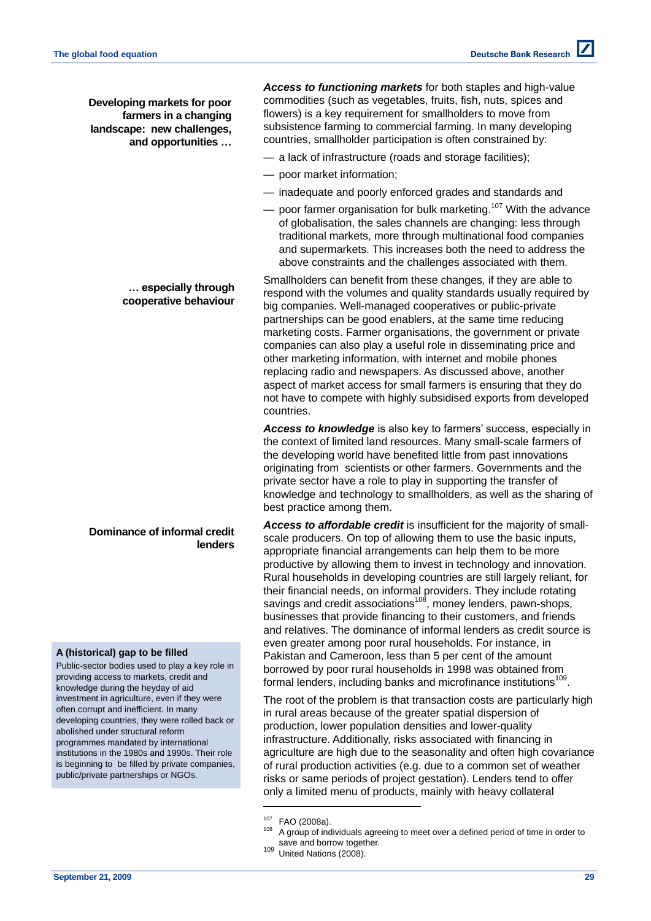**Developing markets for poor farmers in a changing landscape: new challenges, and opportunities …**

***Access to functioning markets*** for both staples and high-value commodities (such as vegetables, fruits, fish, nuts, spices and flowers) is a key requirement for smallholders to move from subsistence farming to commercial farming. In many developing countries, smallholder participation is often constrained by:

— a lack of infrastructure (roads and storage facilities);

— poor market information;

— inadequate and poorly enforced grades and standards and

— poor farmer organisation for bulk marketing.[107] With the advance of globalisation, the sales channels are changing: less through traditional markets, more through multinational food companies and supermarkets. This increases both the need to address the above constraints and the challenges associated with them.

**… especially through cooperative behaviour**

Smallholders can benefit from these changes, if they are able to respond with the volumes and quality standards usually required by big companies. Well-managed cooperatives or public-private partnerships can be good enablers, at the same time reducing marketing costs. Farmer organisations, the government or private companies can also play a useful role in disseminating price and other marketing information, with internet and mobile phones replacing radio and newspapers. As discussed above, another aspect of market access for small farmers is ensuring that they do not have to compete with highly subsidised exports from developed countries.

***Access to knowledge*** is also key to farmers' success, especially in the context of limited land resources. Many small-scale farmers of the developing world have benefited little from past innovations originating from scientists or other farmers. Governments and the private sector have a role to play in supporting the transfer of knowledge and technology to smallholders, as well as the sharing of best practice among them.

**Dominance of informal credit lenders**

***Access to affordable credit*** is insufficient for the majority of small-scale producers. On top of allowing them to use the basic inputs, appropriate financial arrangements can help them to be more productive by allowing them to invest in technology and innovation. Rural households in developing countries are still largely reliant, for their financial needs, on informal providers. They include rotating savings and credit associations[108], money lenders, pawn-shops, businesses that provide financing to their customers, and friends and relatives. The dominance of informal lenders as credit source is even greater among poor rural households. For instance, in Pakistan and Cameroon, less than 5 per cent of the amount borrowed by poor rural households in 1998 was obtained from formal lenders, including banks and microfinance institutions[109].

**A (historical) gap to be filled**

Public-sector bodies used to play a key role in providing access to markets, credit and knowledge during the heyday of aid investment in agriculture, even if they were often corrupt and inefficient. In many developing countries, they were rolled back or abolished under structural reform programmes mandated by international institutions in the 1980s and 1990s. Their role is beginning to be filled by private companies, public/private partnerships or NGOs.

The root of the problem is that transaction costs are particularly high in rural areas because of the greater spatial dispersion of production, lower population densities and lower-quality infrastructure. Additionally, risks associated with financing in agriculture are high due to the seasonality and often high covariance of rural production activities (e.g. due to a common set of weather risks or same periods of project gestation). Lenders tend to offer only a limited menu of products, mainly with heavy collateral

---

[107] FAO (2008a).

[108] A group of individuals agreeing to meet over a defined period of time in order to save and borrow together.

[109] United Nations (2008).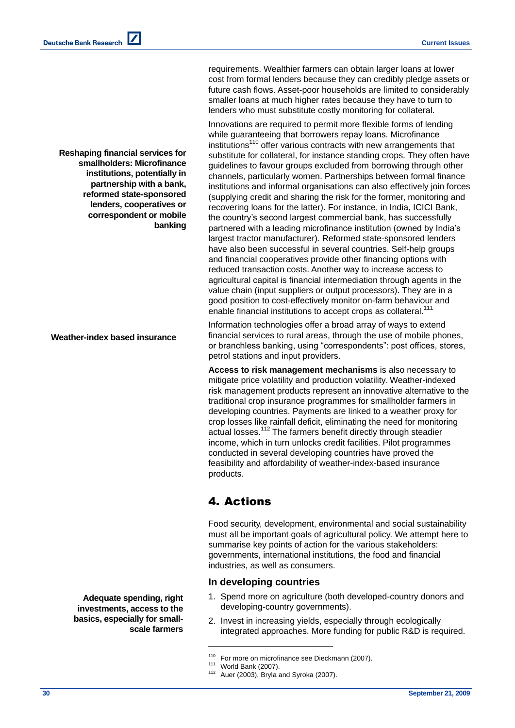requirements. Wealthier farmers can obtain larger loans at lower cost from formal lenders because they can credibly pledge assets or future cash flows. Asset-poor households are limited to considerably smaller loans at much higher rates because they have to turn to lenders who must substitute costly monitoring for collateral.

**Reshaping financial services for smallholders: Microfinance institutions, potentially in partnership with a bank, reformed state-sponsored lenders, cooperatives or correspondent or mobile banking**

Innovations are required to permit more flexible forms of lending while guaranteeing that borrowers repay loans. Microfinance institutions[110] offer various contracts with new arrangements that substitute for collateral, for instance standing crops. They often have guidelines to favour groups excluded from borrowing through other channels, particularly women. Partnerships between formal finance institutions and informal organisations can also effectively join forces (supplying credit and sharing the risk for the former, monitoring and recovering loans for the latter). For instance, in India, ICICI Bank, the country's second largest commercial bank, has successfully partnered with a leading microfinance institution (owned by India's largest tractor manufacturer). Reformed state-sponsored lenders have also been successful in several countries. Self-help groups and financial cooperatives provide other financing options with reduced transaction costs. Another way to increase access to agricultural capital is financial intermediation through agents in the value chain (input suppliers or output processors). They are in a good position to cost-effectively monitor on-farm behaviour and enable financial institutions to accept crops as collateral.[111]

**Weather-index based insurance**

Information technologies offer a broad array of ways to extend financial services to rural areas, through the use of mobile phones, or branchless banking, using "correspondents": post offices, stores, petrol stations and input providers.

**Access to risk management mechanisms** is also necessary to mitigate price volatility and production volatility. Weather-indexed risk management products represent an innovative alternative to the traditional crop insurance programmes for smallholder farmers in developing countries. Payments are linked to a weather proxy for crop losses like rainfall deficit, eliminating the need for monitoring actual losses.[112] The farmers benefit directly through steadier income, which in turn unlocks credit facilities. Pilot programmes conducted in several developing countries have proved the feasibility and affordability of weather-index-based insurance products.

## 4. Actions

Food security, development, environmental and social sustainability must all be important goals of agricultural policy. We attempt here to summarise key points of action for the various stakeholders: governments, international institutions, the food and financial industries, as well as consumers.

### In developing countries

**Adequate spending, right investments, access to the basics, especially for small-scale farmers**

1. Spend more on agriculture (both developed-country donors and developing-country governments).
2. Invest in increasing yields, especially through ecologically integrated approaches. More funding for public R&D is required.

[110] For more on microfinance see Dieckmann (2007).
[111] World Bank (2007).
[112] Auer (2003), Bryla and Syroka (2007).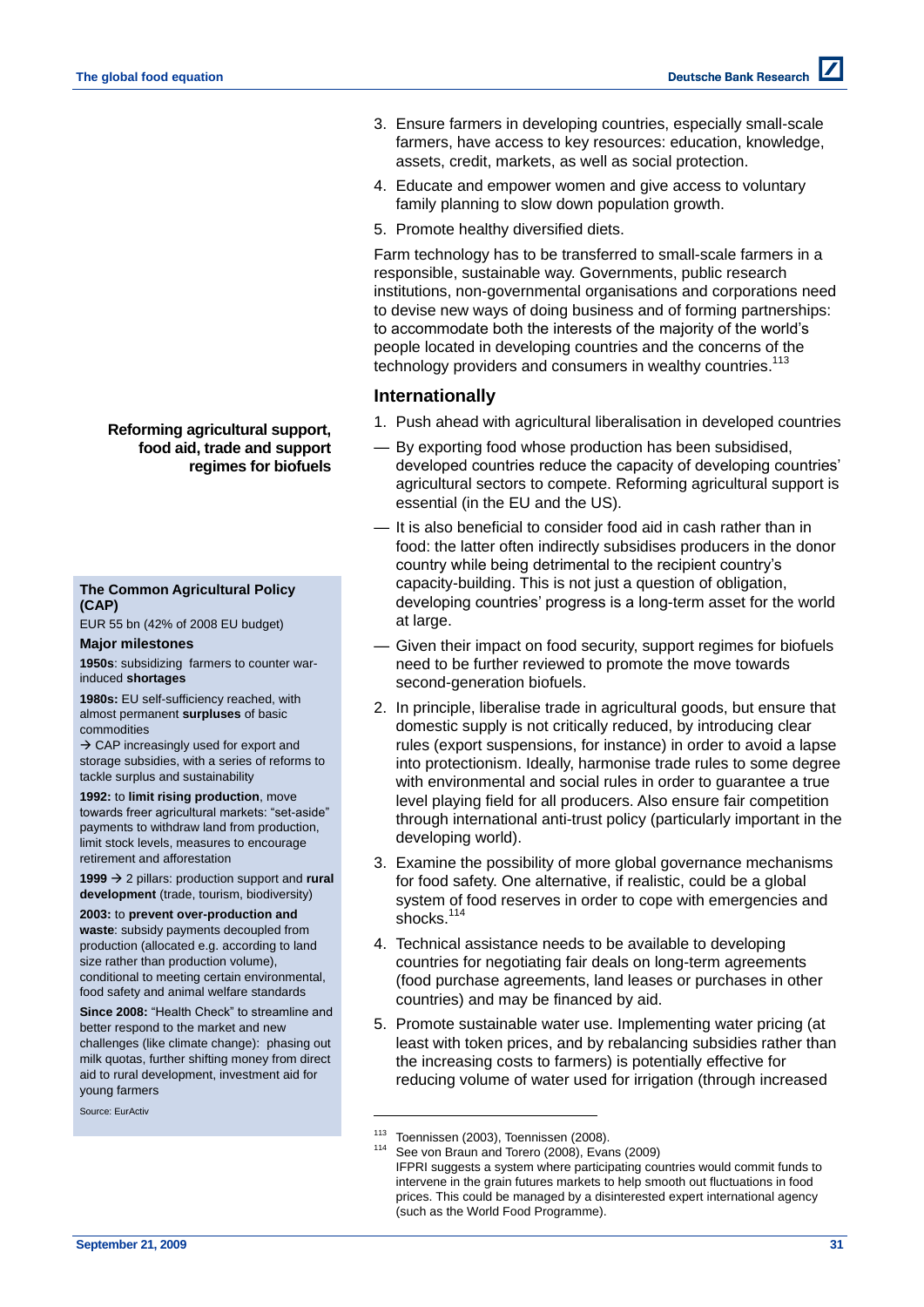3. Ensure farmers in developing countries, especially small-scale farmers, have access to key resources: education, knowledge, assets, credit, markets, as well as social protection.
4. Educate and empower women and give access to voluntary family planning to slow down population growth.
5. Promote healthy diversified diets.

Farm technology has to be transferred to small-scale farmers in a responsible, sustainable way. Governments, public research institutions, non-governmental organisations and corporations need to devise new ways of doing business and of forming partnerships: to accommodate both the interests of the majority of the world's people located in developing countries and the concerns of the technology providers and consumers in wealthy countries.[113]

## Internationally

**Reforming agricultural support, food aid, trade and support regimes for biofuels**

1. Push ahead with agricultural liberalisation in developed countries

— By exporting food whose production has been subsidised, developed countries reduce the capacity of developing countries' agricultural sectors to compete. Reforming agricultural support is essential (in the EU and the US).

— It is also beneficial to consider food aid in cash rather than in food: the latter often indirectly subsidises producers in the donor country while being detrimental to the recipient country's capacity-building. This is not just a question of obligation, developing countries' progress is a long-term asset for the world at large.

— Given their impact on food security, support regimes for biofuels need to be further reviewed to promote the move towards second-generation biofuels.

2. In principle, liberalise trade in agricultural goods, but ensure that domestic supply is not critically reduced, by introducing clear rules (export suspensions, for instance) in order to avoid a lapse into protectionism. Ideally, harmonise trade rules to some degree with environmental and social rules in order to guarantee a true level playing field for all producers. Also ensure fair competition through international anti-trust policy (particularly important in the developing world).
3. Examine the possibility of more global governance mechanisms for food safety. One alternative, if realistic, could be a global system of food reserves in order to cope with emergencies and shocks.[114]
4. Technical assistance needs to be available to developing countries for negotiating fair deals on long-term agreements (food purchase agreements, land leases or purchases in other countries) and may be financed by aid.
5. Promote sustainable water use. Implementing water pricing (at least with token prices, and by rebalancing subsidies rather than the increasing costs to farmers) is potentially effective for reducing volume of water used for irrigation (through increased

---

**The Common Agricultural Policy (CAP)**

EUR 55 bn (42% of 2008 EU budget)

**Major milestones**

**1950s**: subsidizing farmers to counter war-induced **shortages**

**1980s:** EU self-sufficiency reached, with almost permanent **surpluses** of basic commodities
→ CAP increasingly used for export and storage subsidies, with a series of reforms to tackle surplus and sustainability

**1992:** to **limit rising production**, move towards freer agricultural markets: "set-aside" payments to withdraw land from production, limit stock levels, measures to encourage retirement and afforestation

**1999** → 2 pillars: production support and **rural development** (trade, tourism, biodiversity)

**2003:** to **prevent over-production and waste**: subsidy payments decoupled from production (allocated e.g. according to land size rather than production volume), conditional to meeting certain environmental, food safety and animal welfare standards

**Since 2008:** "Health Check" to streamline and better respond to the market and new challenges (like climate change): phasing out milk quotas, further shifting money from direct aid to rural development, investment aid for young farmers

Source: EurActiv

---

[113] Toennissen (2003), Toennissen (2008).

[114] See von Braun and Torero (2008), Evans (2009)
IFPRI suggests a system where participating countries would commit funds to intervene in the grain futures markets to help smooth out fluctuations in food prices. This could be managed by a disinterested expert international agency (such as the World Food Programme).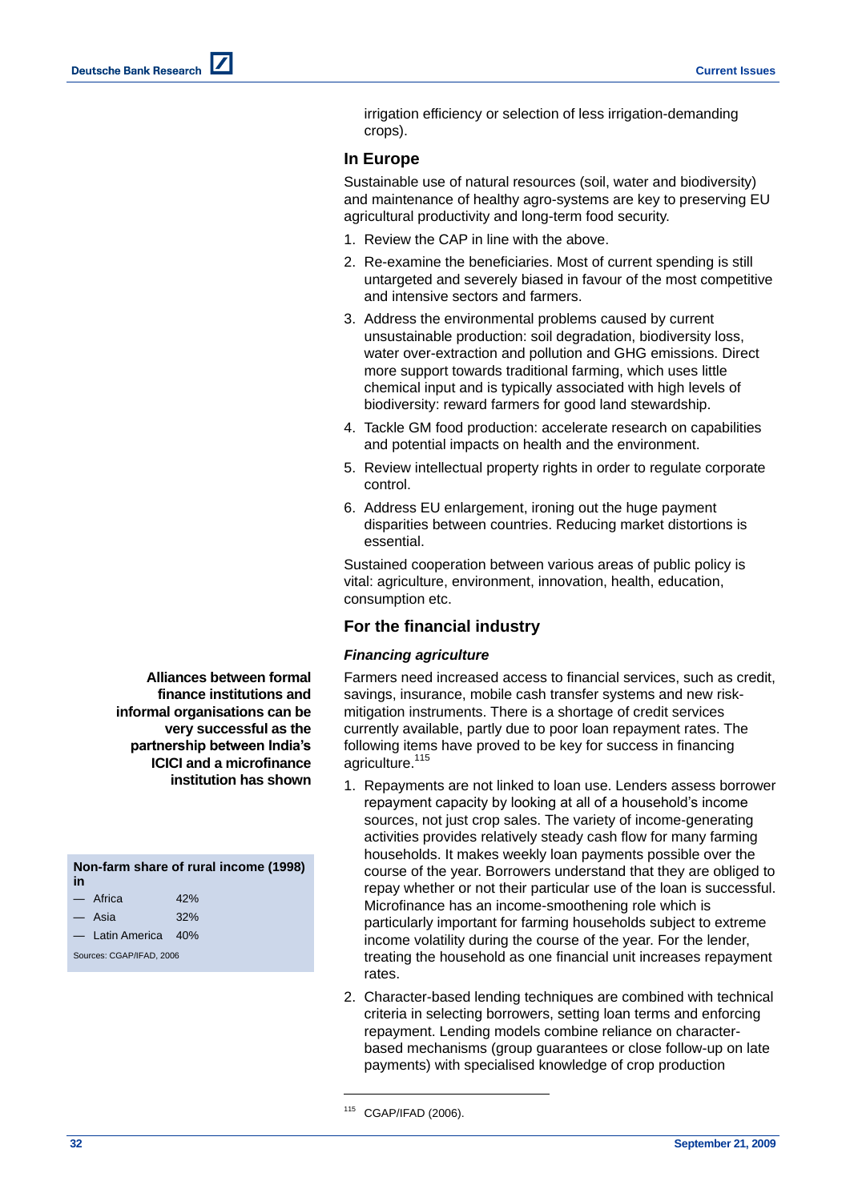irrigation efficiency or selection of less irrigation-demanding crops).

### In Europe

Sustainable use of natural resources (soil, water and biodiversity) and maintenance of healthy agro-systems are key to preserving EU agricultural productivity and long-term food security.

1. Review the CAP in line with the above.
2. Re-examine the beneficiaries. Most of current spending is still untargeted and severely biased in favour of the most competitive and intensive sectors and farmers.
3. Address the environmental problems caused by current unsustainable production: soil degradation, biodiversity loss, water over-extraction and pollution and GHG emissions. Direct more support towards traditional farming, which uses little chemical input and is typically associated with high levels of biodiversity: reward farmers for good land stewardship.
4. Tackle GM food production: accelerate research on capabilities and potential impacts on health and the environment.
5. Review intellectual property rights in order to regulate corporate control.
6. Address EU enlargement, ironing out the huge payment disparities between countries. Reducing market distortions is essential.

Sustained cooperation between various areas of public policy is vital: agriculture, environment, innovation, health, education, consumption etc.

### For the financial industry

#### *Financing agriculture*

**Alliances between formal finance institutions and informal organisations can be very successful as the partnership between India's ICICI and a microfinance institution has shown**

Farmers need increased access to financial services, such as credit, savings, insurance, mobile cash transfer systems and new risk-mitigation instruments. There is a shortage of credit services currently available, partly due to poor loan repayment rates. The following items have proved to be key for success in financing agriculture.[115]

1. Repayments are not linked to loan use. Lenders assess borrower repayment capacity by looking at all of a household's income sources, not just crop sales. The variety of income-generating activities provides relatively steady cash flow for many farming households. It makes weekly loan payments possible over the course of the year. Borrowers understand that they are obliged to repay whether or not their particular use of the loan is successful. Microfinance has an income-smoothening role which is particularly important for farming households subject to extreme income volatility during the course of the year. For the lender, treating the household as one financial unit increases repayment rates.
2. Character-based lending techniques are combined with technical criteria in selecting borrowers, setting loan terms and enforcing repayment. Lending models combine reliance on character-based mechanisms (group guarantees or close follow-up on late payments) with specialised knowledge of crop production

**Non-farm share of rural income (1998) in**

| Region | Share |
|---|---|
| — Africa | 42% |
| — Asia | 32% |
| — Latin America | 40% |

Sources: CGAP/IFAD, 2006

[115] CGAP/IFAD (2006).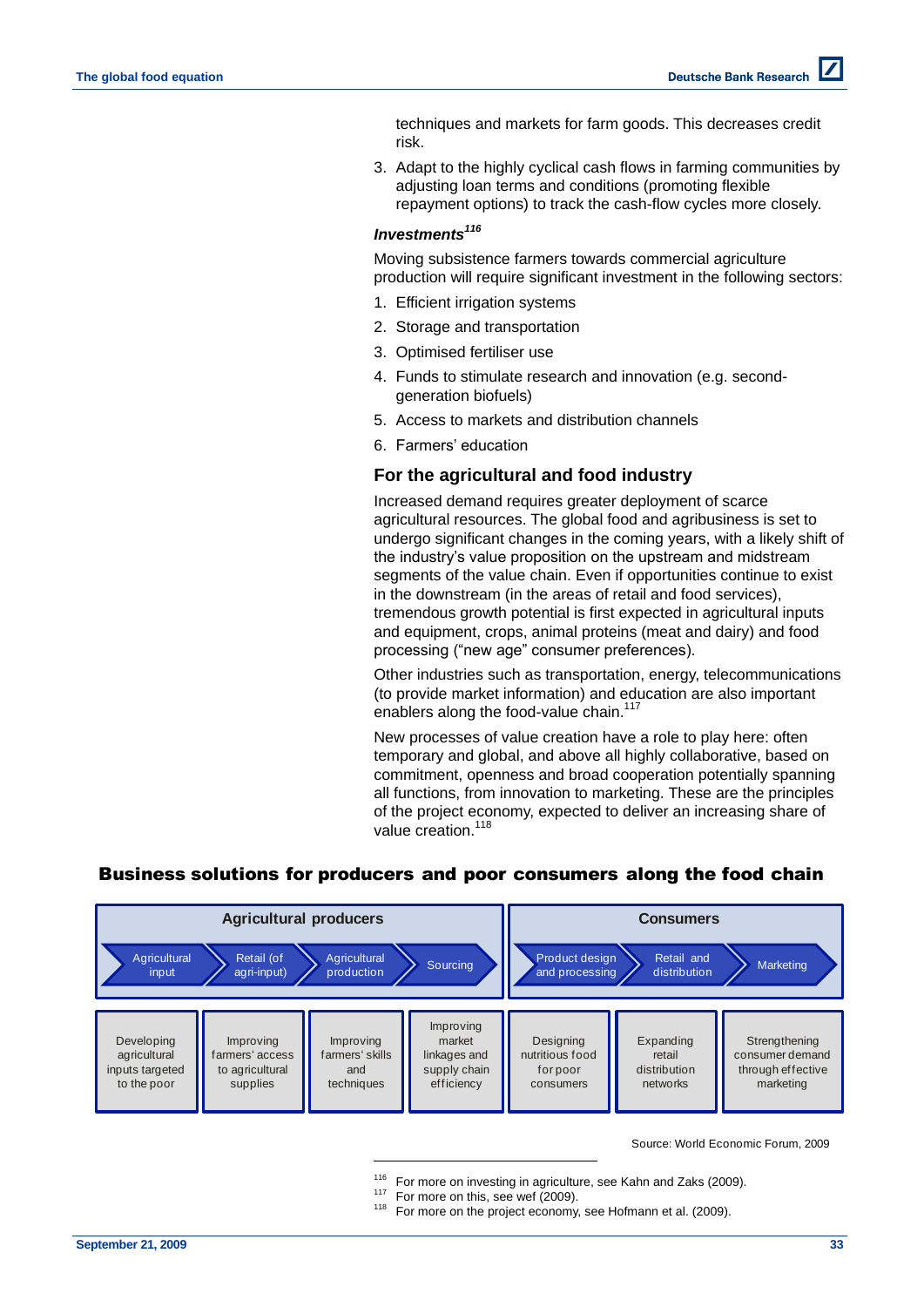techniques and markets for farm goods. This decreases credit risk.

3. Adapt to the highly cyclical cash flows in farming communities by adjusting loan terms and conditions (promoting flexible repayment options) to track the cash-flow cycles more closely.

***Investments***[116]

Moving subsistence farmers towards commercial agriculture production will require significant investment in the following sectors:

1. Efficient irrigation systems
2. Storage and transportation
3. Optimised fertiliser use
4. Funds to stimulate research and innovation (e.g. second-generation biofuels)
5. Access to markets and distribution channels
6. Farmers' education

## For the agricultural and food industry

Increased demand requires greater deployment of scarce agricultural resources. The global food and agribusiness is set to undergo significant changes in the coming years, with a likely shift of the industry's value proposition on the upstream and midstream segments of the value chain. Even if opportunities continue to exist in the downstream (in the areas of retail and food services), tremendous growth potential is first expected in agricultural inputs and equipment, crops, animal proteins (meat and dairy) and food processing ("new age" consumer preferences).

Other industries such as transportation, energy, telecommunications (to provide market information) and education are also important enablers along the food-value chain.[117]

New processes of value creation have a role to play here: often temporary and global, and above all highly collaborative, based on commitment, openness and broad cooperation potentially spanning all functions, from innovation to marketing. These are the principles of the project economy, expected to deliver an increasing share of value creation.[118]

**Business solutions for producers and poor consumers along the food chain**

| Agricultural producers | | | | Consumers | | |
|---|---|---|---|---|---|---|
| Agricultural input | Retail (of agri-input) | Agricultural production | Sourcing | Product design and processing | Retail and distribution | Marketing |
| Developing agricultural inputs targeted to the poor | Improving farmers' access to agricultural supplies | Improving farmers' skills and techniques | Improving market linkages and supply chain efficiency | Designing nutritious food for poor consumers | Expanding retail distribution networks | Strengthening consumer demand through effective marketing |

Source: World Economic Forum, 2009

---

[116] For more on investing in agriculture, see Kahn and Zaks (2009).
[117] For more on this, see wef (2009).
[118] For more on the project economy, see Hofmann et al. (2009).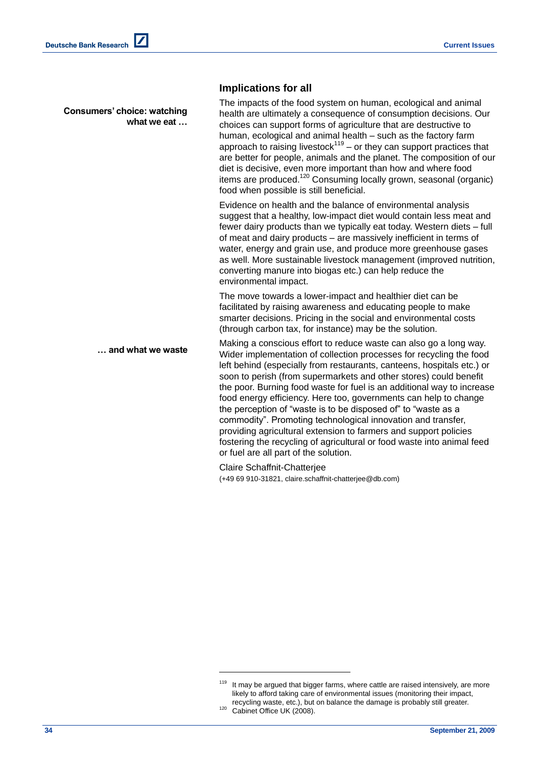## Implications for all

**Consumers' choice: watching what we eat …**

The impacts of the food system on human, ecological and animal health are ultimately a consequence of consumption decisions. Our choices can support forms of agriculture that are destructive to human, ecological and animal health – such as the factory farm approach to raising livestock[119] – or they can support practices that are better for people, animals and the planet. The composition of our diet is decisive, even more important than how and where food items are produced.[120] Consuming locally grown, seasonal (organic) food when possible is still beneficial.

Evidence on health and the balance of environmental analysis suggest that a healthy, low-impact diet would contain less meat and fewer dairy products than we typically eat today. Western diets – full of meat and dairy products – are massively inefficient in terms of water, energy and grain use, and produce more greenhouse gases as well. More sustainable livestock management (improved nutrition, converting manure into biogas etc.) can help reduce the environmental impact.

The move towards a lower-impact and healthier diet can be facilitated by raising awareness and educating people to make smarter decisions. Pricing in the social and environmental costs (through carbon tax, for instance) may be the solution.

**… and what we waste**

Making a conscious effort to reduce waste can also go a long way. Wider implementation of collection processes for recycling the food left behind (especially from restaurants, canteens, hospitals etc.) or soon to perish (from supermarkets and other stores) could benefit the poor. Burning food waste for fuel is an additional way to increase food energy efficiency. Here too, governments can help to change the perception of "waste is to be disposed of" to "waste as a commodity". Promoting technological innovation and transfer, providing agricultural extension to farmers and support policies fostering the recycling of agricultural or food waste into animal feed or fuel are all part of the solution.

Claire Schaffnit-Chatterjee
(+49 69 910-31821, claire.schaffnit-chatterjee@db.com)

---

[119] It may be argued that bigger farms, where cattle are raised intensively, are more likely to afford taking care of environmental issues (monitoring their impact, recycling waste, etc.), but on balance the damage is probably still greater.

[120] Cabinet Office UK (2008).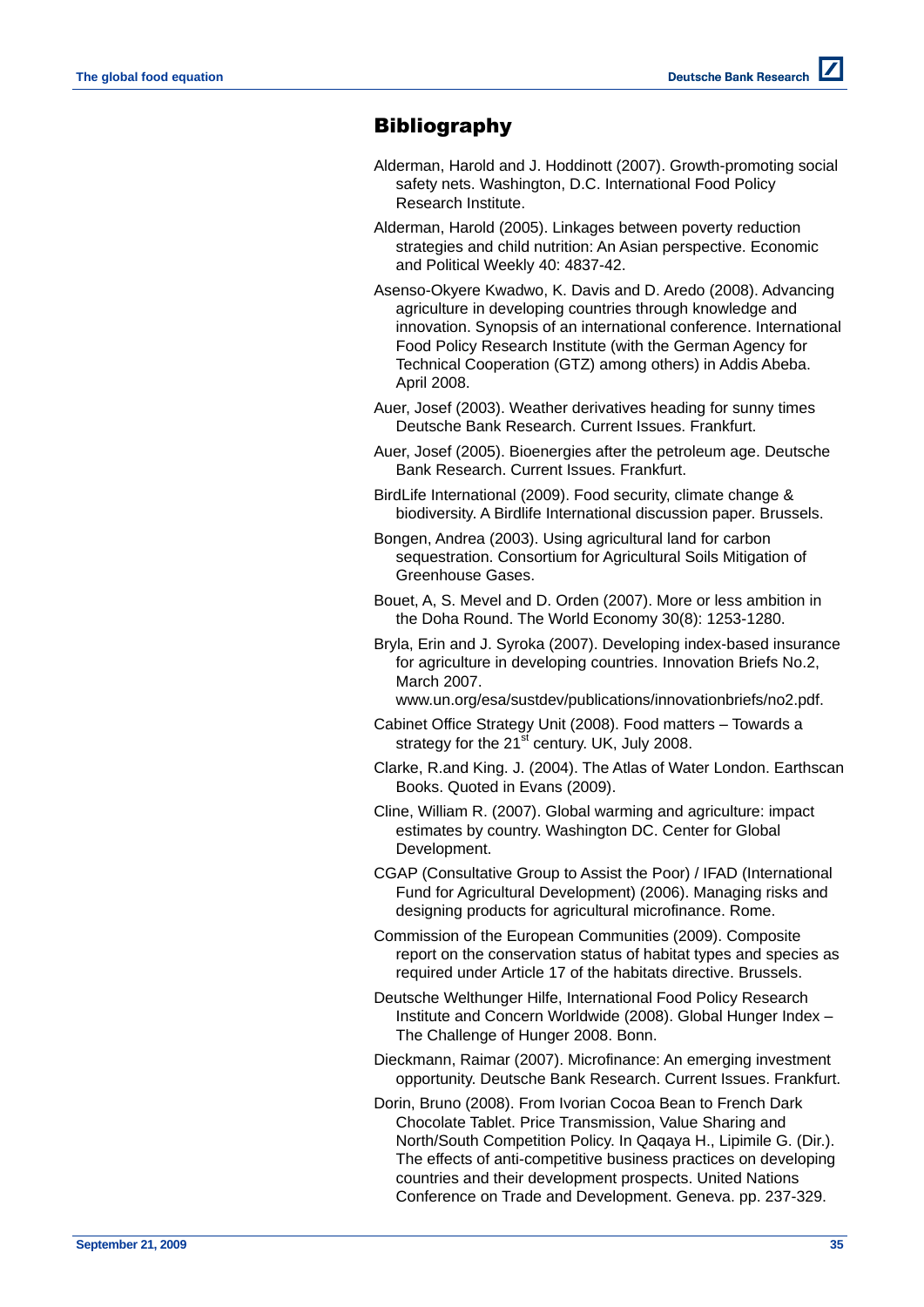## Bibliography

Alderman, Harold and J. Hoddinott (2007). Growth-promoting social safety nets. Washington, D.C. International Food Policy Research Institute.

Alderman, Harold (2005). Linkages between poverty reduction strategies and child nutrition: An Asian perspective. Economic and Political Weekly 40: 4837-42.

Asenso-Okyere Kwadwo, K. Davis and D. Aredo (2008). Advancing agriculture in developing countries through knowledge and innovation. Synopsis of an international conference. International Food Policy Research Institute (with the German Agency for Technical Cooperation (GTZ) among others) in Addis Abeba. April 2008.

Auer, Josef (2003). Weather derivatives heading for sunny times Deutsche Bank Research. Current Issues. Frankfurt.

Auer, Josef (2005). Bioenergies after the petroleum age. Deutsche Bank Research. Current Issues. Frankfurt.

BirdLife International (2009). Food security, climate change & biodiversity. A Birdlife International discussion paper. Brussels.

Bongen, Andrea (2003). Using agricultural land for carbon sequestration. Consortium for Agricultural Soils Mitigation of Greenhouse Gases.

Bouet, A, S. Mevel and D. Orden (2007). More or less ambition in the Doha Round. The World Economy 30(8): 1253-1280.

Bryla, Erin and J. Syroka (2007). Developing index-based insurance for agriculture in developing countries. Innovation Briefs No.2, March 2007. www.un.org/esa/sustdev/publications/innovationbriefs/no2.pdf.

Cabinet Office Strategy Unit (2008). Food matters – Towards a strategy for the 21st century. UK, July 2008.

Clarke, R.and King. J. (2004). The Atlas of Water London. Earthscan Books. Quoted in Evans (2009).

Cline, William R. (2007). Global warming and agriculture: impact estimates by country. Washington DC. Center for Global Development.

CGAP (Consultative Group to Assist the Poor) / IFAD (International Fund for Agricultural Development) (2006). Managing risks and designing products for agricultural microfinance. Rome.

Commission of the European Communities (2009). Composite report on the conservation status of habitat types and species as required under Article 17 of the habitats directive. Brussels.

Deutsche Welthunger Hilfe, International Food Policy Research Institute and Concern Worldwide (2008). Global Hunger Index – The Challenge of Hunger 2008. Bonn.

Dieckmann, Raimar (2007). Microfinance: An emerging investment opportunity. Deutsche Bank Research. Current Issues. Frankfurt.

Dorin, Bruno (2008). From Ivorian Cocoa Bean to French Dark Chocolate Tablet. Price Transmission, Value Sharing and North/South Competition Policy. In Qaqaya H., Lipimile G. (Dir.). The effects of anti-competitive business practices on developing countries and their development prospects. United Nations Conference on Trade and Development. Geneva. pp. 237-329.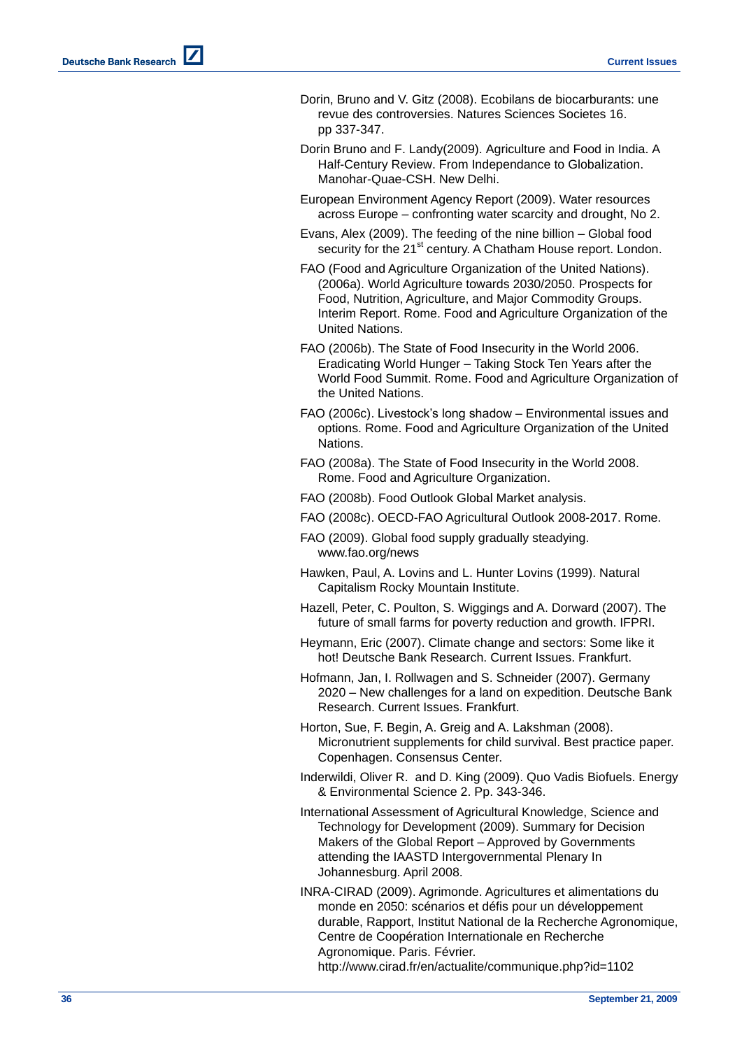Dorin, Bruno and V. Gitz (2008). Ecobilans de biocarburants: une revue des controverses. Natures Sciences Societes 16. pp 337-347.

Dorin Bruno and F. Landy(2009). Agriculture and Food in India. A Half-Century Review. From Independance to Globalization. Manohar-Quae-CSH. New Delhi.

European Environment Agency Report (2009). Water resources across Europe – confronting water scarcity and drought, No 2.

Evans, Alex (2009). The feeding of the nine billion – Global food security for the 21st century. A Chatham House report. London.

FAO (Food and Agriculture Organization of the United Nations). (2006a). World Agriculture towards 2030/2050. Prospects for Food, Nutrition, Agriculture, and Major Commodity Groups. Interim Report. Rome. Food and Agriculture Organization of the United Nations.

FAO (2006b). The State of Food Insecurity in the World 2006. Eradicating World Hunger – Taking Stock Ten Years after the World Food Summit. Rome. Food and Agriculture Organization of the United Nations.

FAO (2006c). Livestock's long shadow – Environmental issues and options. Rome. Food and Agriculture Organization of the United Nations.

FAO (2008a). The State of Food Insecurity in the World 2008. Rome. Food and Agriculture Organization.

FAO (2008b). Food Outlook Global Market analysis.

FAO (2008c). OECD-FAO Agricultural Outlook 2008-2017. Rome.

FAO (2009). Global food supply gradually steadying. www.fao.org/news

Hawken, Paul, A. Lovins and L. Hunter Lovins (1999). Natural Capitalism Rocky Mountain Institute.

Hazell, Peter, C. Poulton, S. Wiggings and A. Dorward (2007). The future of small farms for poverty reduction and growth. IFPRI.

Heymann, Eric (2007). Climate change and sectors: Some like it hot! Deutsche Bank Research. Current Issues. Frankfurt.

Hofmann, Jan, I. Rollwagen and S. Schneider (2007). Germany 2020 – New challenges for a land on expedition. Deutsche Bank Research. Current Issues. Frankfurt.

Horton, Sue, F. Begin, A. Greig and A. Lakshman (2008). Micronutrient supplements for child survival. Best practice paper. Copenhagen. Consensus Center.

Inderwildi, Oliver R. and D. King (2009). Quo Vadis Biofuels. Energy & Environmental Science 2. Pp. 343-346.

International Assessment of Agricultural Knowledge, Science and Technology for Development (2009). Summary for Decision Makers of the Global Report – Approved by Governments attending the IAASTD Intergovernmental Plenary In Johannesburg. April 2008.

INRA-CIRAD (2009). Agrimonde. Agricultures et alimentations du monde en 2050: scénarios et défis pour un développement durable, Rapport, Institut National de la Recherche Agronomique, Centre de Coopération Internationale en Recherche Agronomique. Paris. Février. http://www.cirad.fr/en/actualite/communique.php?id=1102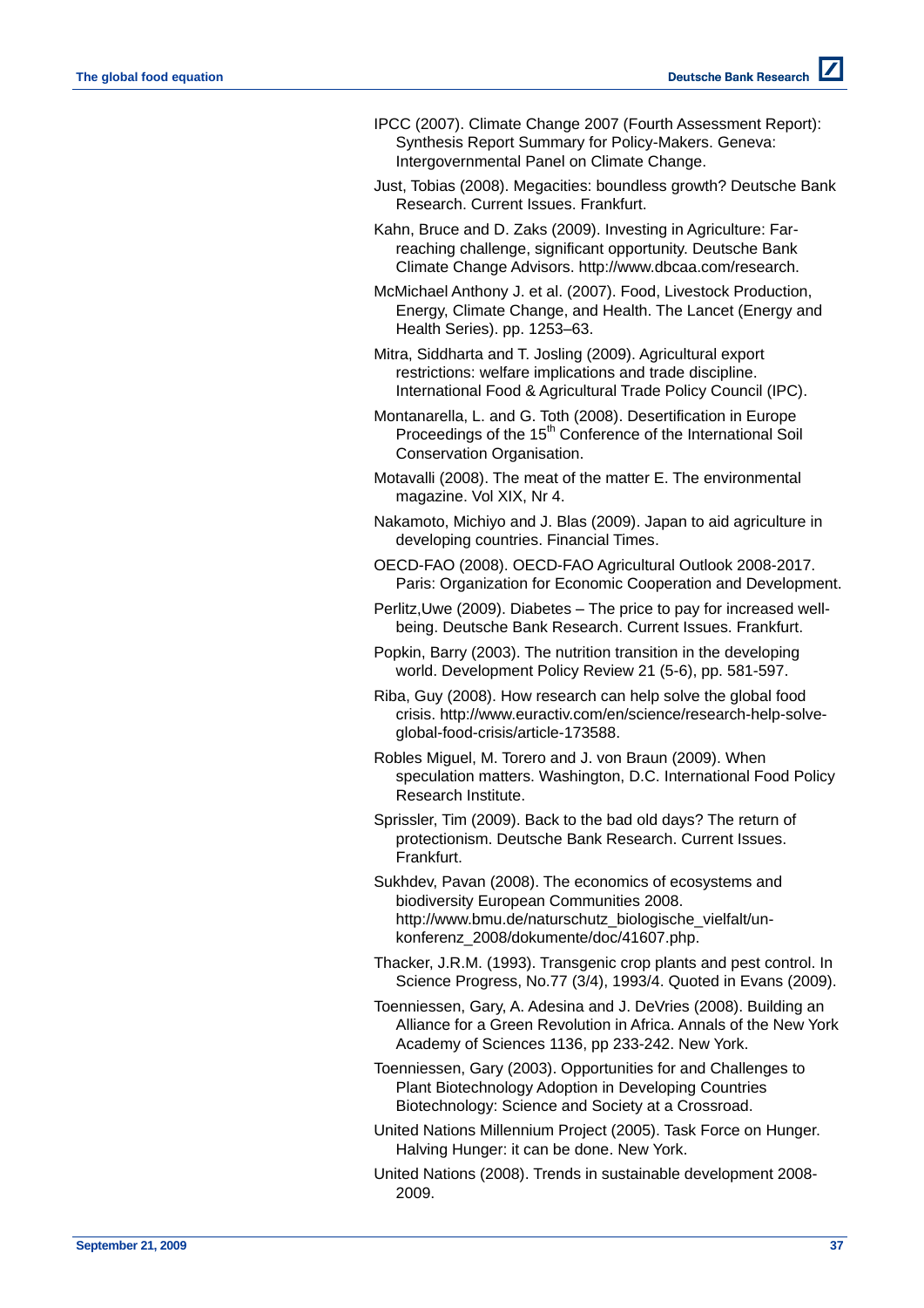IPCC (2007). Climate Change 2007 (Fourth Assessment Report): Synthesis Report Summary for Policy-Makers. Geneva: Intergovernmental Panel on Climate Change.

Just, Tobias (2008). Megacities: boundless growth? Deutsche Bank Research. Current Issues. Frankfurt.

Kahn, Bruce and D. Zaks (2009). Investing in Agriculture: Far-reaching challenge, significant opportunity. Deutsche Bank Climate Change Advisors. http://www.dbcaa.com/research.

McMichael Anthony J. et al. (2007). Food, Livestock Production, Energy, Climate Change, and Health. The Lancet (Energy and Health Series). pp. 1253–63.

Mitra, Siddharta and T. Josling (2009). Agricultural export restrictions: welfare implications and trade discipline. International Food & Agricultural Trade Policy Council (IPC).

Montanarella, L. and G. Toth (2008). Desertification in Europe Proceedings of the 15th Conference of the International Soil Conservation Organisation.

Motavalli (2008). The meat of the matter E. The environmental magazine. Vol XIX, Nr 4.

Nakamoto, Michiyo and J. Blas (2009). Japan to aid agriculture in developing countries. Financial Times.

OECD-FAO (2008). OECD-FAO Agricultural Outlook 2008-2017. Paris: Organization for Economic Cooperation and Development.

Perlitz,Uwe (2009). Diabetes – The price to pay for increased well-being. Deutsche Bank Research. Current Issues. Frankfurt.

Popkin, Barry (2003). The nutrition transition in the developing world. Development Policy Review 21 (5-6), pp. 581-597.

Riba, Guy (2008). How research can help solve the global food crisis. http://www.euractiv.com/en/science/research-help-solve-global-food-crisis/article-173588.

Robles Miguel, M. Torero and J. von Braun (2009). When speculation matters. Washington, D.C. International Food Policy Research Institute.

Sprissler, Tim (2009). Back to the bad old days? The return of protectionism. Deutsche Bank Research. Current Issues. Frankfurt.

Sukhdev, Pavan (2008). The economics of ecosystems and biodiversity European Communities 2008. http://www.bmu.de/naturschutz_biologische_vielfalt/un-konferenz_2008/dokumente/doc/41607.php.

Thacker, J.R.M. (1993). Transgenic crop plants and pest control. In Science Progress, No.77 (3/4), 1993/4. Quoted in Evans (2009).

Toenniessen, Gary, A. Adesina and J. DeVries (2008). Building an Alliance for a Green Revolution in Africa. Annals of the New York Academy of Sciences 1136, pp 233-242. New York.

Toenniessen, Gary (2003). Opportunities for and Challenges to Plant Biotechnology Adoption in Developing Countries Biotechnology: Science and Society at a Crossroad.

United Nations Millennium Project (2005). Task Force on Hunger. Halving Hunger: it can be done. New York.

United Nations (2008). Trends in sustainable development 2008-2009.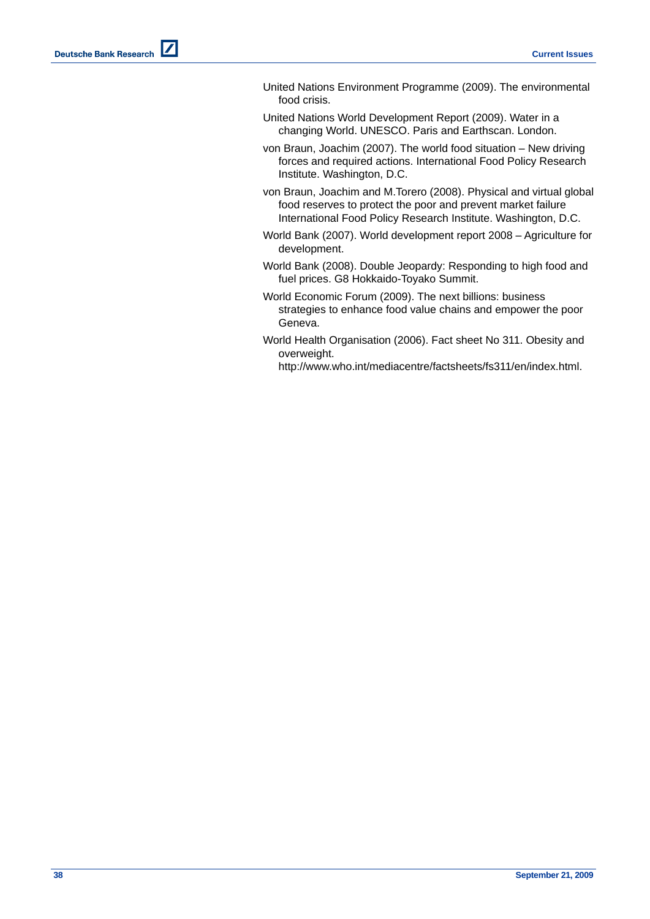United Nations Environment Programme (2009). The environmental food crisis.

United Nations World Development Report (2009). Water in a changing World. UNESCO. Paris and Earthscan. London.

von Braun, Joachim (2007). The world food situation – New driving forces and required actions. International Food Policy Research Institute. Washington, D.C.

von Braun, Joachim and M.Torero (2008). Physical and virtual global food reserves to protect the poor and prevent market failure International Food Policy Research Institute. Washington, D.C.

World Bank (2007). World development report 2008 – Agriculture for development.

World Bank (2008). Double Jeopardy: Responding to high food and fuel prices. G8 Hokkaido-Toyako Summit.

World Economic Forum (2009). The next billions: business strategies to enhance food value chains and empower the poor Geneva.

World Health Organisation (2006). Fact sheet No 311. Obesity and overweight. http://www.who.int/mediacentre/factsheets/fs311/en/index.html.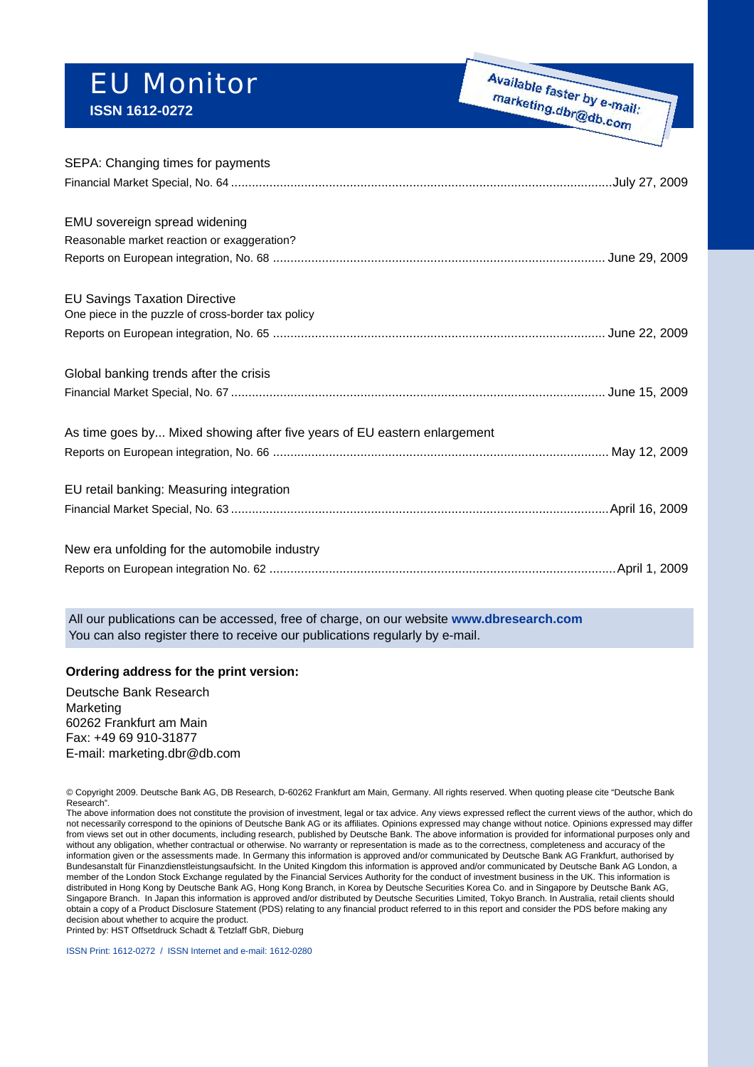# EU Monitor

**ISSN 1612-0272**

Available faster by e-mail: marketing.dbr@db.com

SEPA: Changing times for payments
Financial Market Special, No. 64 ....................July 27, 2009

EMU sovereign spread widening
Reasonable market reaction or exaggeration?
Reports on European integration, No. 68 .................... June 29, 2009

EU Savings Taxation Directive
One piece in the puzzle of cross-border tax policy
Reports on European integration, No. 65 .................... June 22, 2009

Global banking trends after the crisis
Financial Market Special, No. 67 .................... June 15, 2009

As time goes by... Mixed showing after five years of EU eastern enlargement
Reports on European integration, No. 66 .................... May 12, 2009

EU retail banking: Measuring integration
Financial Market Special, No. 63 ....................April 16, 2009

New era unfolding for the automobile industry
Reports on European integration No. 62 ....................April 1, 2009

All our publications can be accessed, free of charge, on our website **www.dbresearch.com**
You can also register there to receive our publications regularly by e-mail.

**Ordering address for the print version:**

Deutsche Bank Research
Marketing
60262 Frankfurt am Main
Fax: +49 69 910-31877
E-mail: marketing.dbr@db.com

© Copyright 2009. Deutsche Bank AG, DB Research, D-60262 Frankfurt am Main, Germany. All rights reserved. When quoting please cite "Deutsche Bank Research".
The above information does not constitute the provision of investment, legal or tax advice. Any views expressed reflect the current views of the author, which do not necessarily correspond to the opinions of Deutsche Bank AG or its affiliates. Opinions expressed may change without notice. Opinions expressed may differ from views set out in other documents, including research, published by Deutsche Bank. The above information is provided for informational purposes only and without any obligation, whether contractual or otherwise. No warranty or representation is made as to the correctness, completeness and accuracy of the information given or the assessments made. In Germany this information is approved and/or communicated by Deutsche Bank AG Frankfurt, authorised by Bundesanstalt für Finanzdienstleistungsaufsicht. In the United Kingdom this information is approved and/or communicated by Deutsche Bank AG London, a member of the London Stock Exchange regulated by the Financial Services Authority for the conduct of investment business in the UK. This information is distributed in Hong Kong by Deutsche Bank AG, Hong Kong Branch, in Korea by Deutsche Securities Korea Co. and in Singapore by Deutsche Bank AG, Singapore Branch. In Japan this information is approved and/or distributed by Deutsche Securities Limited, Tokyo Branch. In Australia, retail clients should obtain a copy of a Product Disclosure Statement (PDS) relating to any financial product referred to in this report and consider the PDS before making any decision about whether to acquire the product.
Printed by: HST Offsetdruck Schadt & Tetzlaff GbR, Dieburg

ISSN Print: 1612-0272 / ISSN Internet and e-mail: 1612-0280